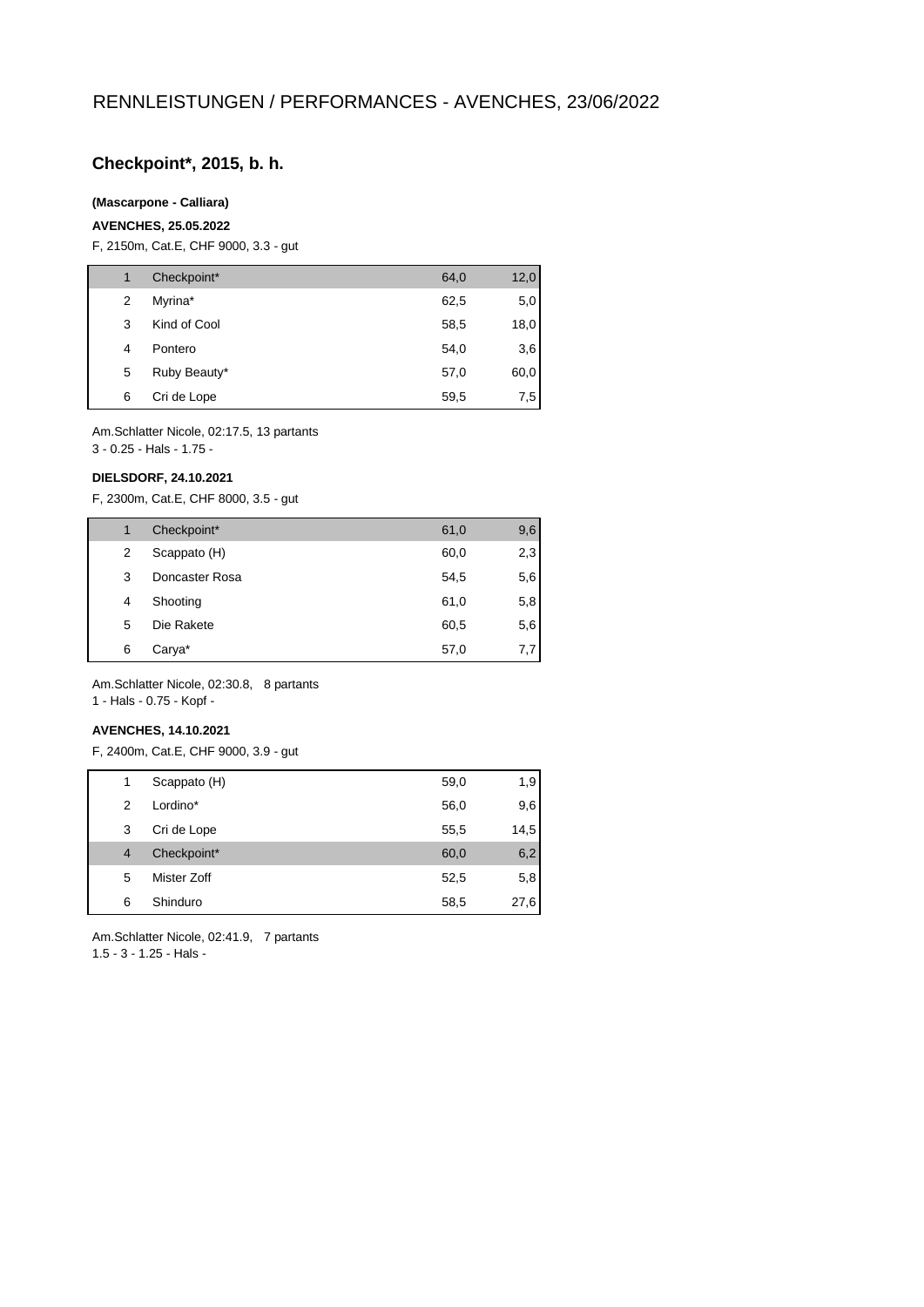# RENNLEISTUNGEN / PERFORMANCES - AVENCHES, 23/06/2022

## Checkpoint*, 2015, b. h.

**(Mascarpone - Calliara)**

**AVENCHES, 25.05.2022**

F, 2150m, Cat.E, CHF 9000, 3.3 - gut

| | | | |
|---|---|---|---|
| 1 | Checkpoint* | 64,0 | 12,0 |
| 2 | Myrina* | 62,5 | 5,0 |
| 3 | Kind of Cool | 58,5 | 18,0 |
| 4 | Pontero | 54,0 | 3,6 |
| 5 | Ruby Beauty* | 57,0 | 60,0 |
| 6 | Cri de Lope | 59,5 | 7,5 |

Am.Schlatter Nicole, 02:17.5, 13 partants
3 - 0.25 - Hals - 1.75 -

**DIELSDORF, 24.10.2021**

F, 2300m, Cat.E, CHF 8000, 3.5 - gut

| | | | |
|---|---|---|---|
| 1 | Checkpoint* | 61,0 | 9,6 |
| 2 | Scappato (H) | 60,0 | 2,3 |
| 3 | Doncaster Rosa | 54,5 | 5,6 |
| 4 | Shooting | 61,0 | 5,8 |
| 5 | Die Rakete | 60,5 | 5,6 |
| 6 | Carya* | 57,0 | 7,7 |

Am.Schlatter Nicole, 02:30.8, 8 partants
1 - Hals - 0.75 - Kopf -

**AVENCHES, 14.10.2021**

F, 2400m, Cat.E, CHF 9000, 3.9 - gut

| | | | |
|---|---|---|---|
| 1 | Scappato (H) | 59,0 | 1,9 |
| 2 | Lordino* | 56,0 | 9,6 |
| 3 | Cri de Lope | 55,5 | 14,5 |
| 4 | Checkpoint* | 60,0 | 6,2 |
| 5 | Mister Zoff | 52,5 | 5,8 |
| 6 | Shinduro | 58,5 | 27,6 |

Am.Schlatter Nicole, 02:41.9, 7 partants
1.5 - 3 - 1.25 - Hals -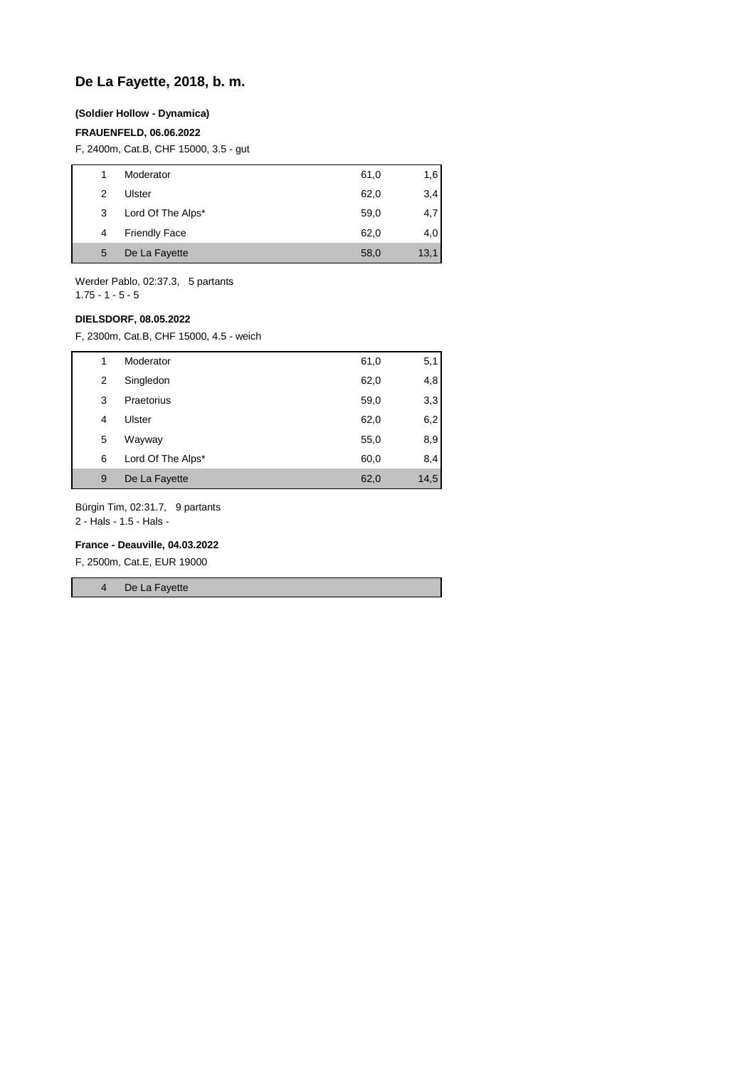# De La Fayette, 2018, b. m.

**(Soldier Hollow - Dynamica)**

**FRAUENFELD, 06.06.2022**

F, 2400m, Cat.B, CHF 15000, 3.5 - gut

| | | | |
|---|---|---|---|
| 1 | Moderator | 61,0 | 1,6 |
| 2 | Ulster | 62,0 | 3,4 |
| 3 | Lord Of The Alps* | 59,0 | 4,7 |
| 4 | Friendly Face | 62,0 | 4,0 |
| 5 | De La Fayette | 58,0 | 13,1 |

Werder Pablo, 02:37.3, 5 partants
1.75 - 1 - 5 - 5

**DIELSDORF, 08.05.2022**

F, 2300m, Cat.B, CHF 15000, 4.5 - weich

| | | | |
|---|---|---|---|
| 1 | Moderator | 61,0 | 5,1 |
| 2 | Singledon | 62,0 | 4,8 |
| 3 | Praetorius | 59,0 | 3,3 |
| 4 | Ulster | 62,0 | 6,2 |
| 5 | Wayway | 55,0 | 8,9 |
| 6 | Lord Of The Alps* | 60,0 | 8,4 |
| 9 | De La Fayette | 62,0 | 14,5 |

Bürgin Tim, 02:31.7, 9 partants
2 - Hals - 1.5 - Hals -

**France - Deauville, 04.03.2022**

F, 2500m, Cat.E, EUR 19000

| | |
|---|---|
| 4 | De La Fayette |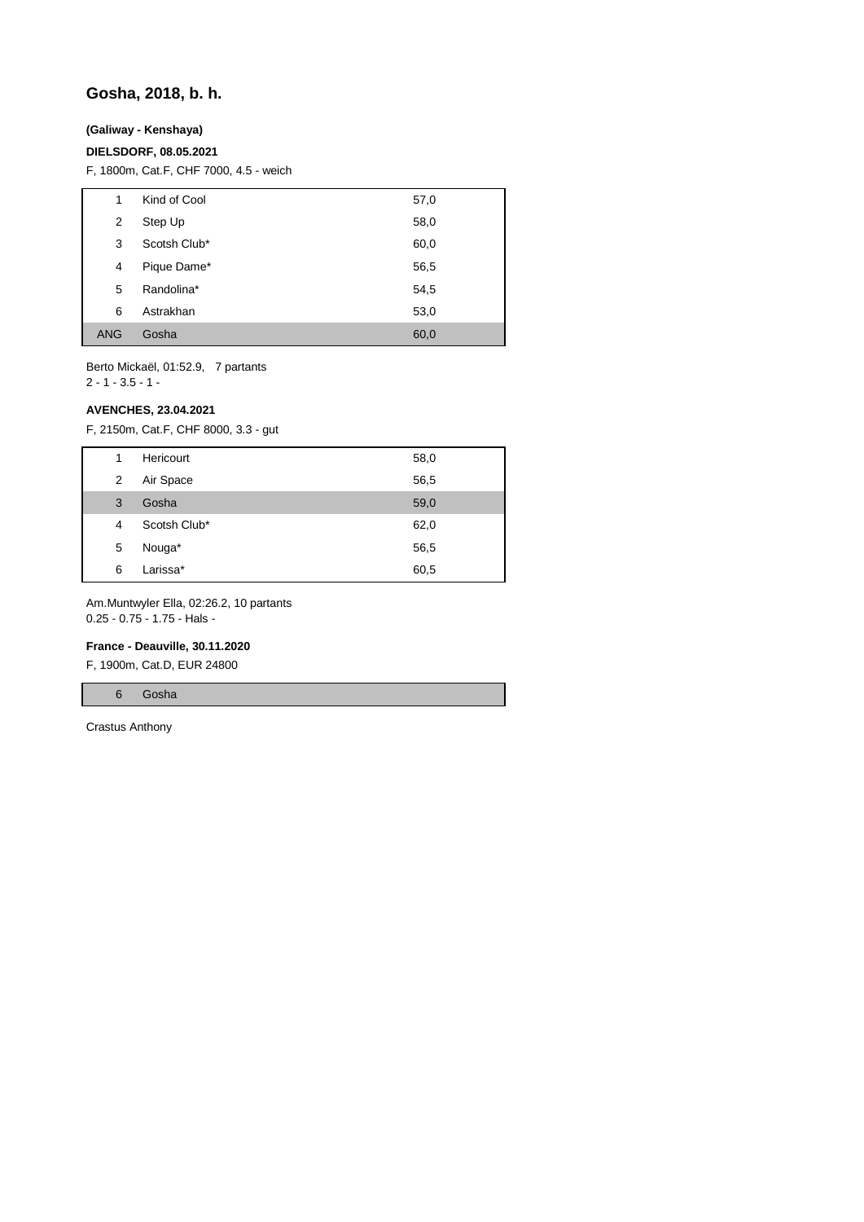# Gosha, 2018, b. h.

**(Galiway - Kenshaya)**

**DIELSDORF, 08.05.2021**

F, 1800m, Cat.F, CHF 7000, 4.5 - weich

| | | |
|---|---|---|
| 1 | Kind of Cool | 57,0 |
| 2 | Step Up | 58,0 |
| 3 | Scotsh Club* | 60,0 |
| 4 | Pique Dame* | 56,5 |
| 5 | Randolina* | 54,5 |
| 6 | Astrakhan | 53,0 |
| ANG | Gosha | 60,0 |

Berto Mickaël, 01:52.9, 7 partants
2 - 1 - 3.5 - 1 -

**AVENCHES, 23.04.2021**

F, 2150m, Cat.F, CHF 8000, 3.3 - gut

| | | |
|---|---|---|
| 1 | Hericourt | 58,0 |
| 2 | Air Space | 56,5 |
| 3 | Gosha | 59,0 |
| 4 | Scotsh Club* | 62,0 |
| 5 | Nouga* | 56,5 |
| 6 | Larissa* | 60,5 |

Am.Muntwyler Ella, 02:26.2, 10 partants
0.25 - 0.75 - 1.75 - Hals -

**France - Deauville, 30.11.2020**

F, 1900m, Cat.D, EUR 24800

| | |
|---|---|
| 6 | Gosha |

Crastus Anthony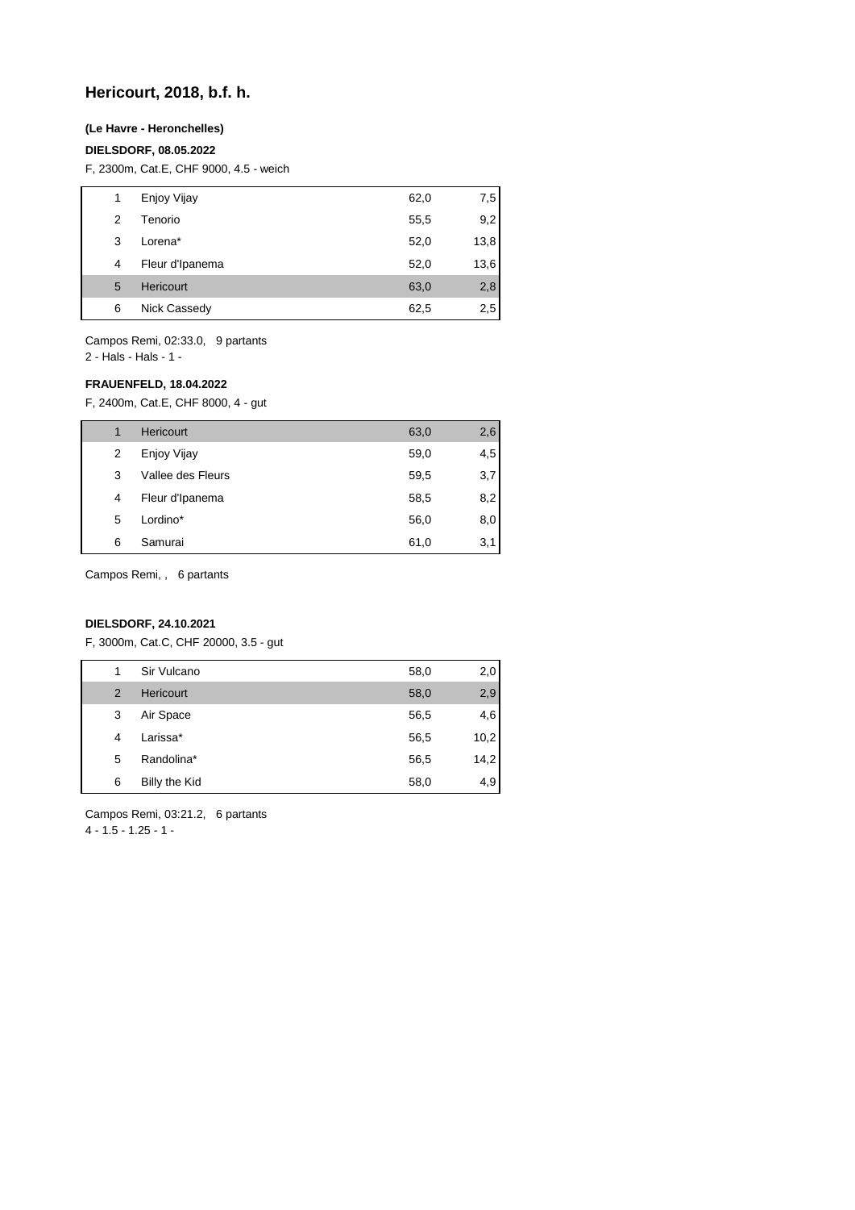# Hericourt, 2018, b.f. h.

**(Le Havre - Heronchelles)**

**DIELSDORF, 08.05.2022**

F, 2300m, Cat.E, CHF 9000, 4.5 - weich

| | | | |
|---|---|---|---|
| 1 | Enjoy Vijay | 62,0 | 7,5 |
| 2 | Tenorio | 55,5 | 9,2 |
| 3 | Lorena* | 52,0 | 13,8 |
| 4 | Fleur d'Ipanema | 52,0 | 13,6 |
| 5 | Hericourt | 63,0 | 2,8 |
| 6 | Nick Cassedy | 62,5 | 2,5 |

Campos Remi, 02:33.0, 9 partants
2 - Hals - Hals - 1 -

**FRAUENFELD, 18.04.2022**

F, 2400m, Cat.E, CHF 8000, 4 - gut

| | | | |
|---|---|---|---|
| 1 | Hericourt | 63,0 | 2,6 |
| 2 | Enjoy Vijay | 59,0 | 4,5 |
| 3 | Vallee des Fleurs | 59,5 | 3,7 |
| 4 | Fleur d'Ipanema | 58,5 | 8,2 |
| 5 | Lordino* | 56,0 | 8,0 |
| 6 | Samurai | 61,0 | 3,1 |

Campos Remi, , 6 partants

**DIELSDORF, 24.10.2021**

F, 3000m, Cat.C, CHF 20000, 3.5 - gut

| | | | |
|---|---|---|---|
| 1 | Sir Vulcano | 58,0 | 2,0 |
| 2 | Hericourt | 58,0 | 2,9 |
| 3 | Air Space | 56,5 | 4,6 |
| 4 | Larissa* | 56,5 | 10,2 |
| 5 | Randolina* | 56,5 | 14,2 |
| 6 | Billy the Kid | 58,0 | 4,9 |

Campos Remi, 03:21.2, 6 partants
4 - 1.5 - 1.25 - 1 -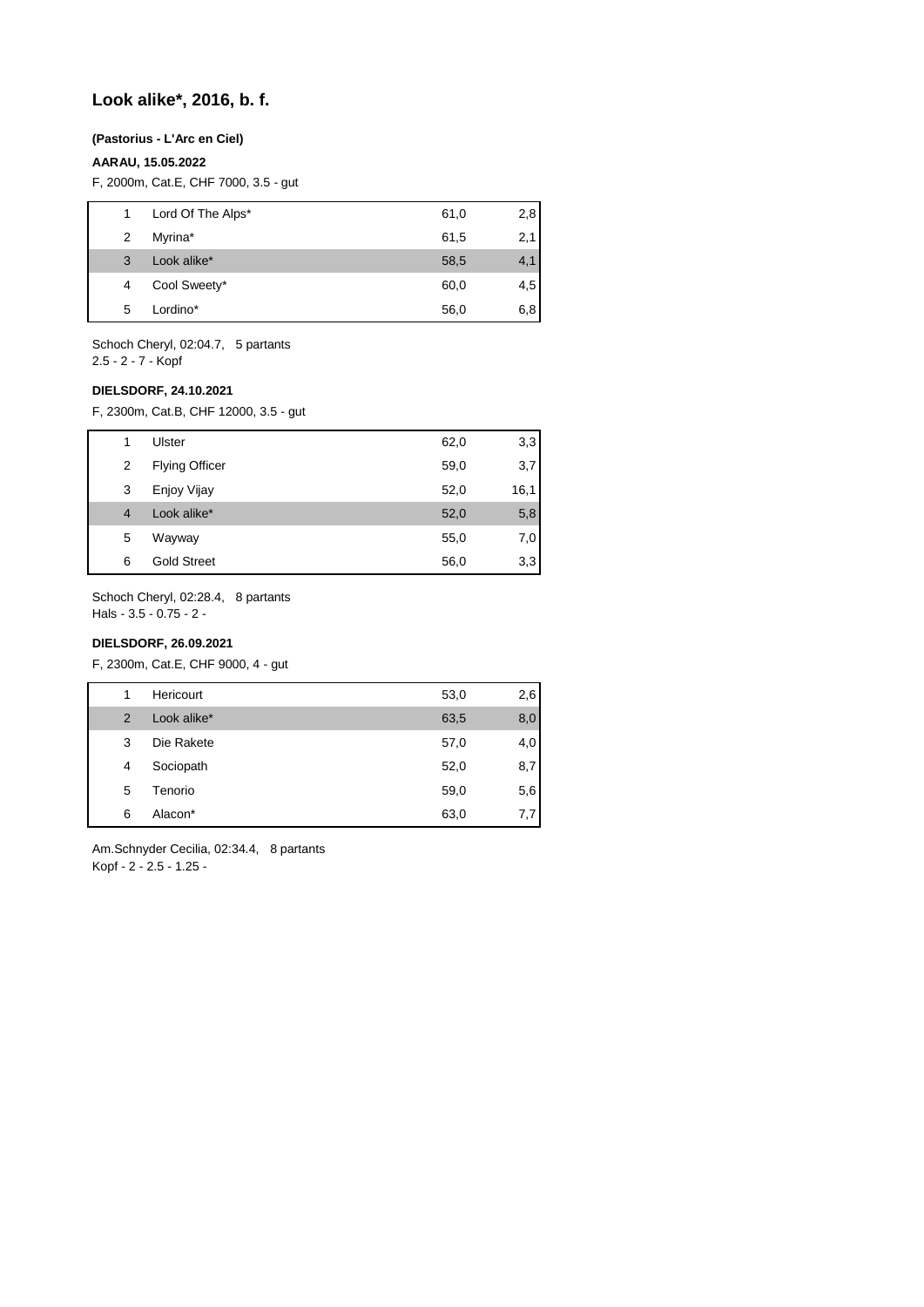## Look alike*, 2016, b. f.

**(Pastorius - L'Arc en Ciel)**

**AARAU, 15.05.2022**

F, 2000m, Cat.E, CHF 7000, 3.5 - gut

| | | | |
|---|---|---|---|
| 1 | Lord Of The Alps* | 61,0 | 2,8 |
| 2 | Myrina* | 61,5 | 2,1 |
| 3 | Look alike* | 58,5 | 4,1 |
| 4 | Cool Sweety* | 60,0 | 4,5 |
| 5 | Lordino* | 56,0 | 6,8 |

Schoch Cheryl, 02:04.7, 5 partants
2.5 - 2 - 7 - Kopf

**DIELSDORF, 24.10.2021**

F, 2300m, Cat.B, CHF 12000, 3.5 - gut

| | | | |
|---|---|---|---|
| 1 | Ulster | 62,0 | 3,3 |
| 2 | Flying Officer | 59,0 | 3,7 |
| 3 | Enjoy Vijay | 52,0 | 16,1 |
| 4 | Look alike* | 52,0 | 5,8 |
| 5 | Wayway | 55,0 | 7,0 |
| 6 | Gold Street | 56,0 | 3,3 |

Schoch Cheryl, 02:28.4, 8 partants
Hals - 3.5 - 0.75 - 2 -

**DIELSDORF, 26.09.2021**

F, 2300m, Cat.E, CHF 9000, 4 - gut

| | | | |
|---|---|---|---|
| 1 | Hericourt | 53,0 | 2,6 |
| 2 | Look alike* | 63,5 | 8,0 |
| 3 | Die Rakete | 57,0 | 4,0 |
| 4 | Sociopath | 52,0 | 8,7 |
| 5 | Tenorio | 59,0 | 5,6 |
| 6 | Alacon* | 63,0 | 7,7 |

Am.Schnyder Cecilia, 02:34.4, 8 partants
Kopf - 2 - 2.5 - 1.25 -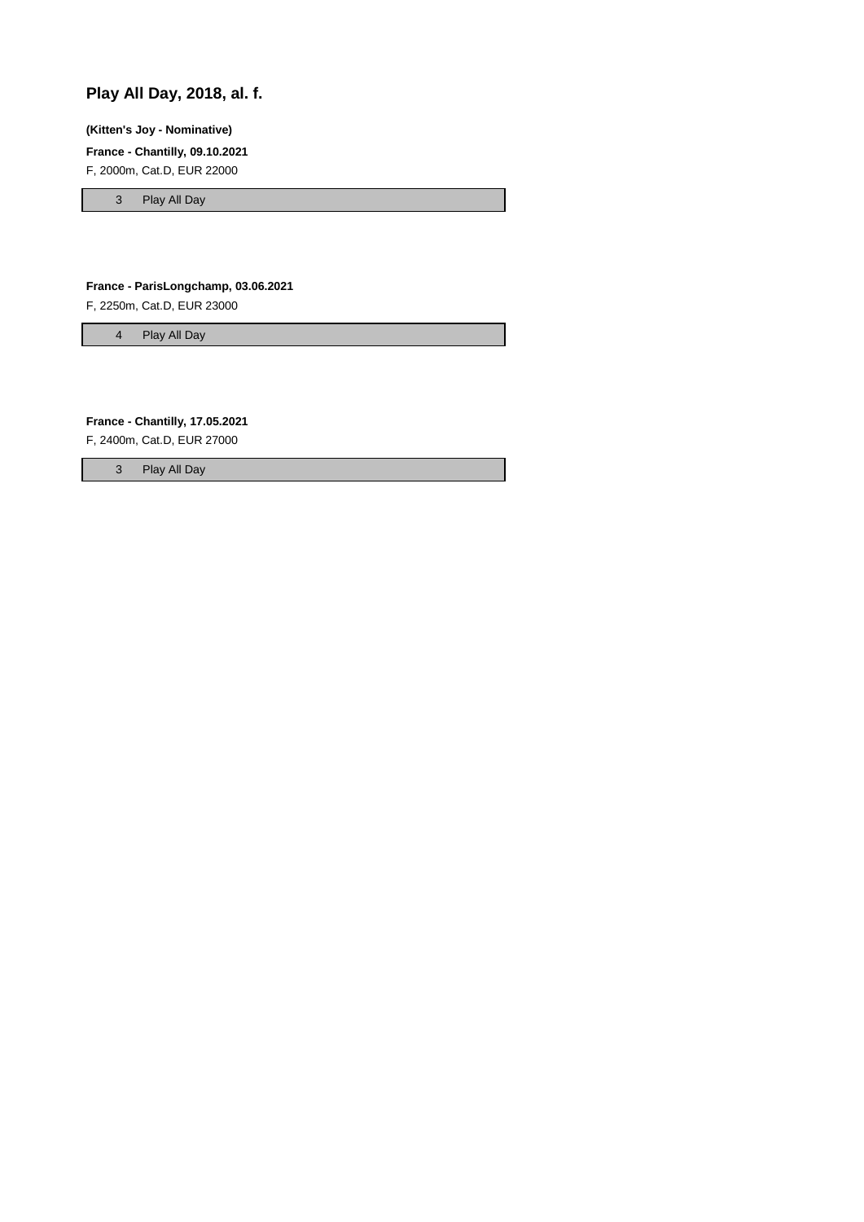## Play All Day, 2018, al. f.

**(Kitten's Joy - Nominative)**

**France - Chantilly, 09.10.2021**

F, 2000m, Cat.D, EUR 22000

| 3 | Play All Day |
|---|---|

**France - ParisLongchamp, 03.06.2021**

F, 2250m, Cat.D, EUR 23000

| 4 | Play All Day |
|---|---|

**France - Chantilly, 17.05.2021**

F, 2400m, Cat.D, EUR 27000

| 3 | Play All Day |
|---|---|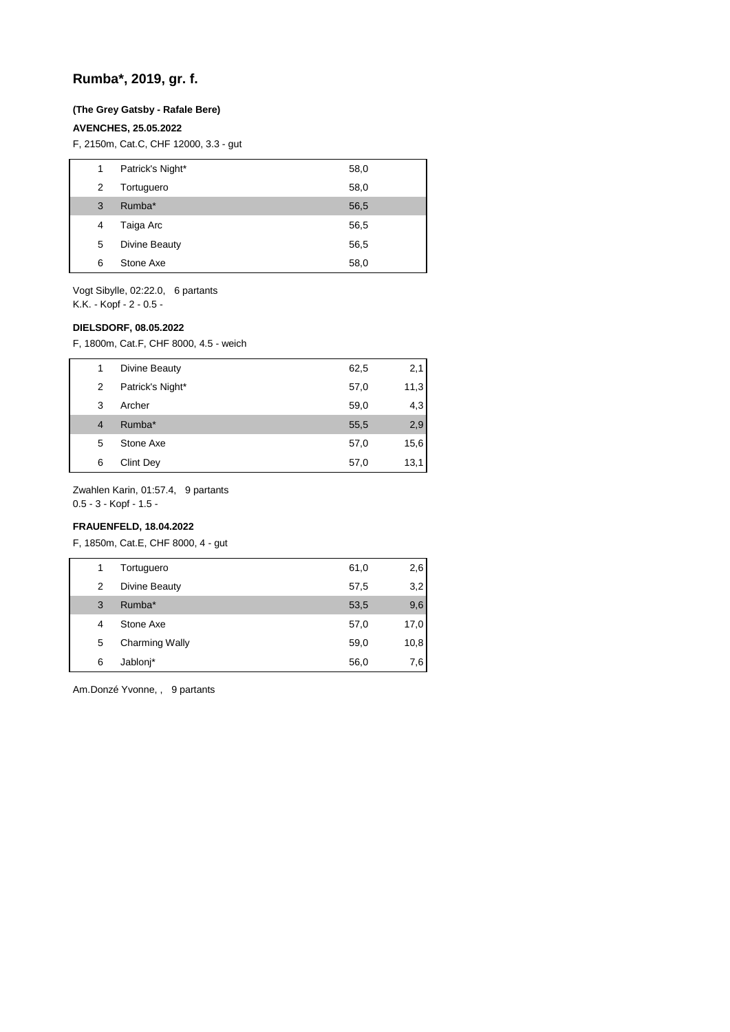# Rumba*, 2019, gr. f.

**(The Grey Gatsby - Rafale Bere)**

**AVENCHES, 25.05.2022**

F, 2150m, Cat.C, CHF 12000, 3.3 - gut

| | | | |
|---|---|---|---|
| 1 | Patrick's Night* | 58,0 | |
| 2 | Tortuguero | 58,0 | |
| 3 | Rumba* | 56,5 | |
| 4 | Taiga Arc | 56,5 | |
| 5 | Divine Beauty | 56,5 | |
| 6 | Stone Axe | 58,0 | |

Vogt Sibylle, 02:22.0, 6 partants
K.K. - Kopf - 2 - 0.5 -

**DIELSDORF, 08.05.2022**

F, 1800m, Cat.F, CHF 8000, 4.5 - weich

| | | | |
|---|---|---|---|
| 1 | Divine Beauty | 62,5 | 2,1 |
| 2 | Patrick's Night* | 57,0 | 11,3 |
| 3 | Archer | 59,0 | 4,3 |
| 4 | Rumba* | 55,5 | 2,9 |
| 5 | Stone Axe | 57,0 | 15,6 |
| 6 | Clint Dey | 57,0 | 13,1 |

Zwahlen Karin, 01:57.4, 9 partants
0.5 - 3 - Kopf - 1.5 -

**FRAUENFELD, 18.04.2022**

F, 1850m, Cat.E, CHF 8000, 4 - gut

| | | | |
|---|---|---|---|
| 1 | Tortuguero | 61,0 | 2,6 |
| 2 | Divine Beauty | 57,5 | 3,2 |
| 3 | Rumba* | 53,5 | 9,6 |
| 4 | Stone Axe | 57,0 | 17,0 |
| 5 | Charming Wally | 59,0 | 10,8 |
| 6 | Jablonj* | 56,0 | 7,6 |

Am.Donzé Yvonne, , 9 partants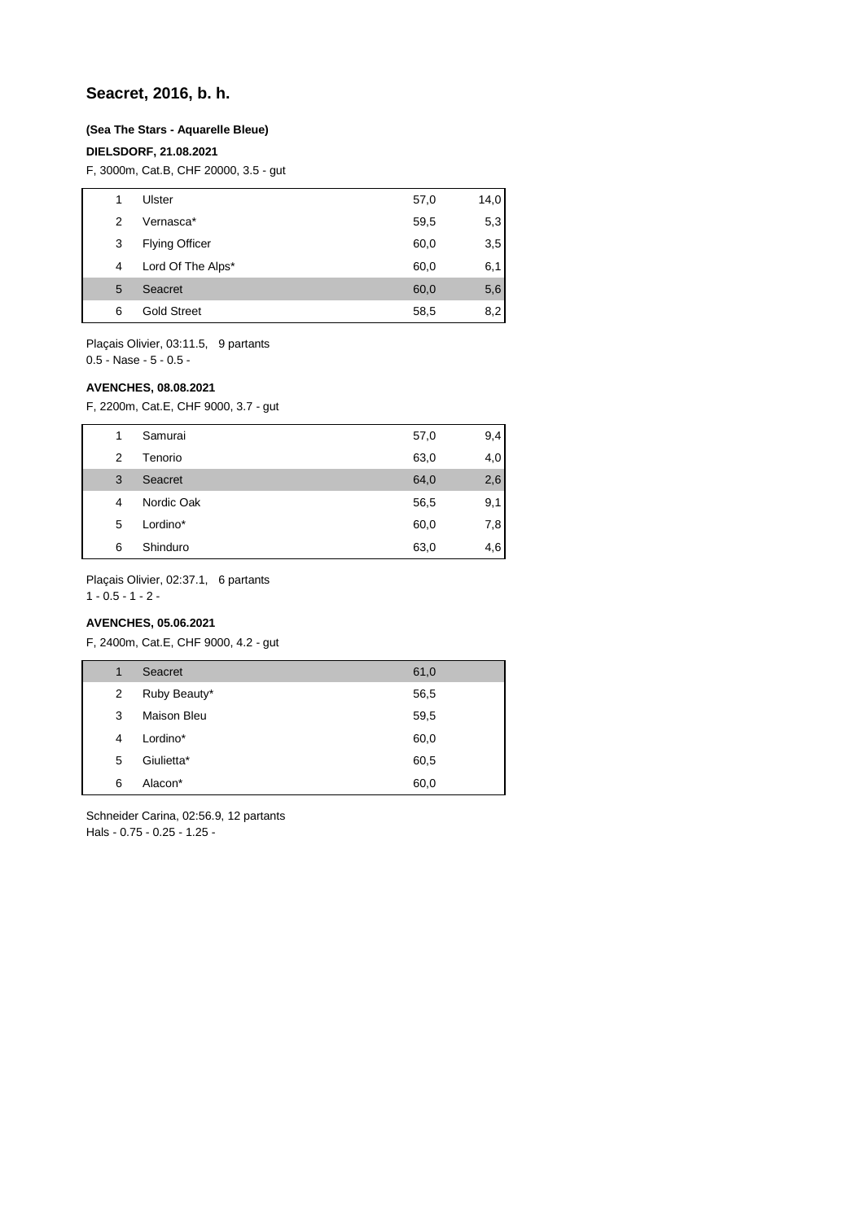# Seacret, 2016, b. h.

**(Sea The Stars - Aquarelle Bleue)**

**DIELSDORF, 21.08.2021**

F, 3000m, Cat.B, CHF 20000, 3.5 - gut

| | | | |
|---|---|---|---|
| 1 | Ulster | 57,0 | 14,0 |
| 2 | Vernasca* | 59,5 | 5,3 |
| 3 | Flying Officer | 60,0 | 3,5 |
| 4 | Lord Of The Alps* | 60,0 | 6,1 |
| 5 | Seacret | 60,0 | 5,6 |
| 6 | Gold Street | 58,5 | 8,2 |

Plaçais Olivier, 03:11.5, 9 partants
0.5 - Nase - 5 - 0.5 -

**AVENCHES, 08.08.2021**

F, 2200m, Cat.E, CHF 9000, 3.7 - gut

| | | | |
|---|---|---|---|
| 1 | Samurai | 57,0 | 9,4 |
| 2 | Tenorio | 63,0 | 4,0 |
| 3 | Seacret | 64,0 | 2,6 |
| 4 | Nordic Oak | 56,5 | 9,1 |
| 5 | Lordino* | 60,0 | 7,8 |
| 6 | Shinduro | 63,0 | 4,6 |

Plaçais Olivier, 02:37.1, 6 partants
1 - 0.5 - 1 - 2 -

**AVENCHES, 05.06.2021**

F, 2400m, Cat.E, CHF 9000, 4.2 - gut

| | | |
|---|---|---|
| 1 | Seacret | 61,0 |
| 2 | Ruby Beauty* | 56,5 |
| 3 | Maison Bleu | 59,5 |
| 4 | Lordino* | 60,0 |
| 5 | Giulietta* | 60,5 |
| 6 | Alacon* | 60,0 |

Schneider Carina, 02:56.9, 12 partants
Hals - 0.75 - 0.25 - 1.25 -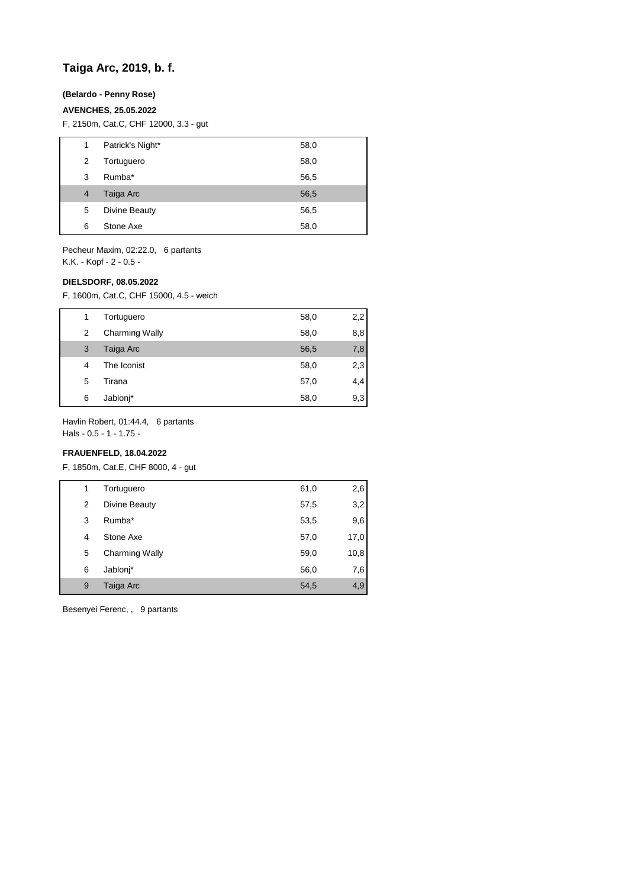# Taiga Arc, 2019, b. f.

**(Belardo - Penny Rose)**

**AVENCHES, 25.05.2022**

F, 2150m, Cat.C, CHF 12000, 3.3 - gut

| | | | |
|---|---|---|---|
| 1 | Patrick's Night* | 58,0 | |
| 2 | Tortuguero | 58,0 | |
| 3 | Rumba* | 56,5 | |
| 4 | Taiga Arc | 56,5 | |
| 5 | Divine Beauty | 56,5 | |
| 6 | Stone Axe | 58,0 | |

Pecheur Maxim, 02:22.0, 6 partants
K.K. - Kopf - 2 - 0.5 -

**DIELSDORF, 08.05.2022**

F, 1600m, Cat.C, CHF 15000, 4.5 - weich

| | | | |
|---|---|---|---|
| 1 | Tortuguero | 58,0 | 2,2 |
| 2 | Charming Wally | 58,0 | 8,8 |
| 3 | Taiga Arc | 56,5 | 7,8 |
| 4 | The Iconist | 58,0 | 2,3 |
| 5 | Tirana | 57,0 | 4,4 |
| 6 | Jablonj* | 58,0 | 9,3 |

Havlin Robert, 01:44.4, 6 partants
Hals - 0.5 - 1 - 1.75 -

**FRAUENFELD, 18.04.2022**

F, 1850m, Cat.E, CHF 8000, 4 - gut

| | | | |
|---|---|---|---|
| 1 | Tortuguero | 61,0 | 2,6 |
| 2 | Divine Beauty | 57,5 | 3,2 |
| 3 | Rumba* | 53,5 | 9,6 |
| 4 | Stone Axe | 57,0 | 17,0 |
| 5 | Charming Wally | 59,0 | 10,8 |
| 6 | Jablonj* | 56,0 | 7,6 |
| 9 | Taiga Arc | 54,5 | 4,9 |

Besenyei Ferenc, , 9 partants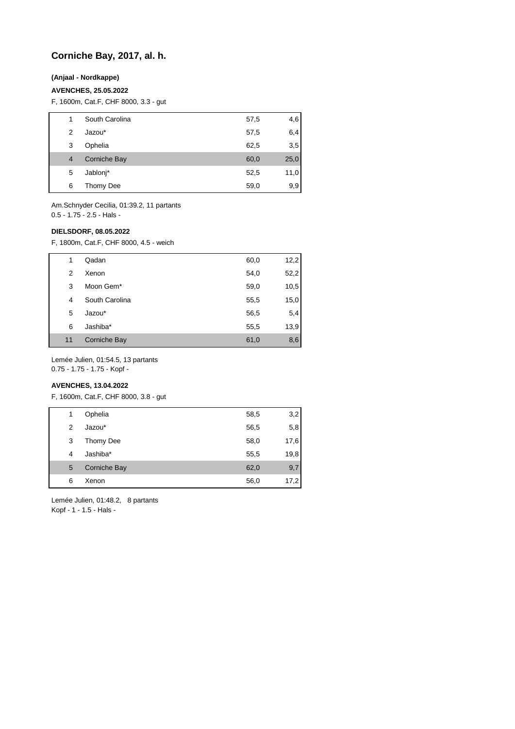# Corniche Bay, 2017, al. h.

**(Anjaal - Nordkappe)**

**AVENCHES, 25.05.2022**

F, 1600m, Cat.F, CHF 8000, 3.3 - gut

| | | | |
|---|---|---|---|
| 1 | South Carolina | 57,5 | 4,6 |
| 2 | Jazou* | 57,5 | 6,4 |
| 3 | Ophelia | 62,5 | 3,5 |
| 4 | Corniche Bay | 60,0 | 25,0 |
| 5 | Jablonj* | 52,5 | 11,0 |
| 6 | Thomy Dee | 59,0 | 9,9 |

Am.Schnyder Cecilia, 01:39.2, 11 partants
0.5 - 1.75 - 2.5 - Hals -

**DIELSDORF, 08.05.2022**

F, 1800m, Cat.F, CHF 8000, 4.5 - weich

| | | | |
|---|---|---|---|
| 1 | Qadan | 60,0 | 12,2 |
| 2 | Xenon | 54,0 | 52,2 |
| 3 | Moon Gem* | 59,0 | 10,5 |
| 4 | South Carolina | 55,5 | 15,0 |
| 5 | Jazou* | 56,5 | 5,4 |
| 6 | Jashiba* | 55,5 | 13,9 |
| 11 | Corniche Bay | 61,0 | 8,6 |

Lemée Julien, 01:54.5, 13 partants
0.75 - 1.75 - 1.75 - Kopf -

**AVENCHES, 13.04.2022**

F, 1600m, Cat.F, CHF 8000, 3.8 - gut

| | | | |
|---|---|---|---|
| 1 | Ophelia | 58,5 | 3,2 |
| 2 | Jazou* | 56,5 | 5,8 |
| 3 | Thomy Dee | 58,0 | 17,6 |
| 4 | Jashiba* | 55,5 | 19,8 |
| 5 | Corniche Bay | 62,0 | 9,7 |
| 6 | Xenon | 56,0 | 17,2 |

Lemée Julien, 01:48.2, 8 partants
Kopf - 1 - 1.5 - Hals -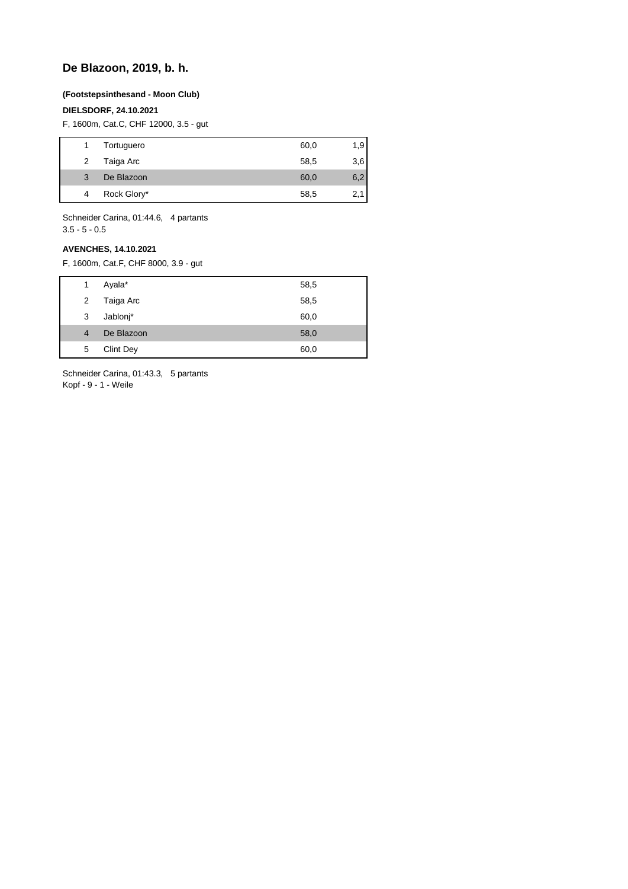## De Blazoon, 2019, b. h.

**(Footstepsinthesand - Moon Club)**

**DIELSDORF, 24.10.2021**

F, 1600m, Cat.C, CHF 12000, 3.5 - gut

| | | | |
|---|---|---|---|
| 1 | Tortuguero | 60,0 | 1,9 |
| 2 | Taiga Arc | 58,5 | 3,6 |
| 3 | De Blazoon | 60,0 | 6,2 |
| 4 | Rock Glory* | 58,5 | 2,1 |

Schneider Carina, 01:44.6, 4 partants
3.5 - 5 - 0.5

**AVENCHES, 14.10.2021**

F, 1600m, Cat.F, CHF 8000, 3.9 - gut

| | | |
|---|---|---|
| 1 | Ayala* | 58,5 |
| 2 | Taiga Arc | 58,5 |
| 3 | Jablonj* | 60,0 |
| 4 | De Blazoon | 58,0 |
| 5 | Clint Dey | 60,0 |

Schneider Carina, 01:43.3, 5 partants
Kopf - 9 - 1 - Weile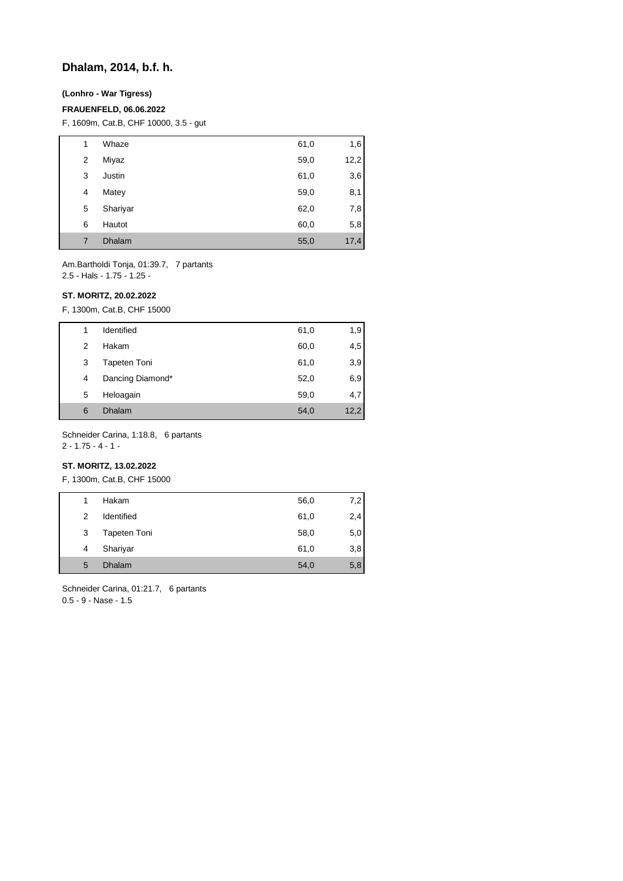## Dhalam, 2014, b.f. h.

**(Lonhro - War Tigress)**

**FRAUENFELD, 06.06.2022**

F, 1609m, Cat.B, CHF 10000, 3.5 - gut

| | | | |
|---|---|---|---|
| 1 | Whaze | 61,0 | 1,6 |
| 2 | Miyaz | 59,0 | 12,2 |
| 3 | Justin | 61,0 | 3,6 |
| 4 | Matey | 59,0 | 8,1 |
| 5 | Shariyar | 62,0 | 7,8 |
| 6 | Hautot | 60,0 | 5,8 |
| 7 | Dhalam | 55,0 | 17,4 |

Am.Bartholdi Tonja, 01:39.7, 7 partants
2.5 - Hals - 1.75 - 1.25 -

**ST. MORITZ, 20.02.2022**

F, 1300m, Cat.B, CHF 15000

| | | | |
|---|---|---|---|
| 1 | Identified | 61,0 | 1,9 |
| 2 | Hakam | 60,0 | 4,5 |
| 3 | Tapeten Toni | 61,0 | 3,9 |
| 4 | Dancing Diamond* | 52,0 | 6,9 |
| 5 | Heloagain | 59,0 | 4,7 |
| 6 | Dhalam | 54,0 | 12,2 |

Schneider Carina, 1:18.8, 6 partants
2 - 1.75 - 4 - 1 -

**ST. MORITZ, 13.02.2022**

F, 1300m, Cat.B, CHF 15000

| | | | |
|---|---|---|---|
| 1 | Hakam | 56,0 | 7,2 |
| 2 | Identified | 61,0 | 2,4 |
| 3 | Tapeten Toni | 58,0 | 5,0 |
| 4 | Shariyar | 61,0 | 3,8 |
| 5 | Dhalam | 54,0 | 5,8 |

Schneider Carina, 01:21.7, 6 partants
0.5 - 9 - Nase - 1.5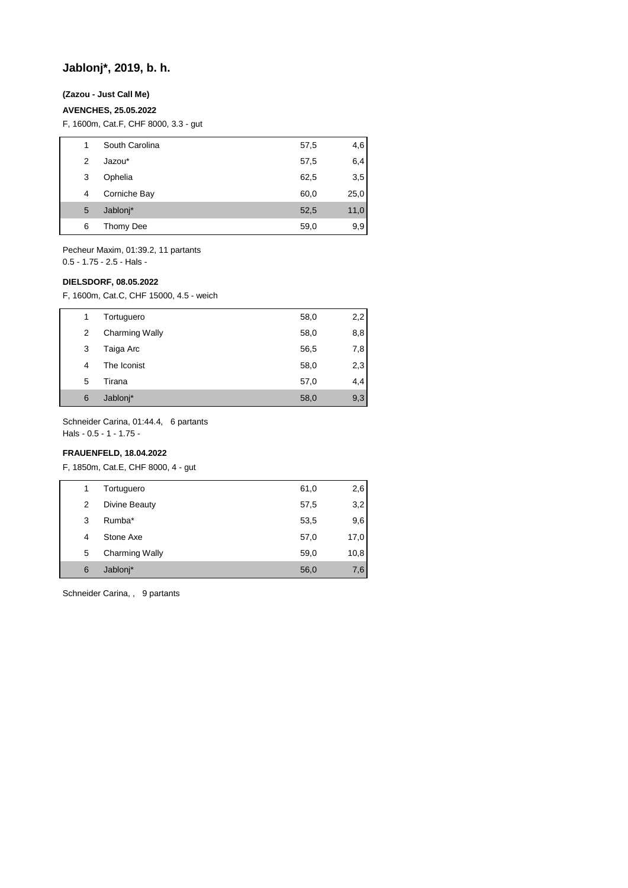## Jablonj*, 2019, b. h.

**(Zazou - Just Call Me)**

**AVENCHES, 25.05.2022**

F, 1600m, Cat.F, CHF 8000, 3.3 - gut

| | | | |
|---|---|---|---|
| 1 | South Carolina | 57,5 | 4,6 |
| 2 | Jazou* | 57,5 | 6,4 |
| 3 | Ophelia | 62,5 | 3,5 |
| 4 | Corniche Bay | 60,0 | 25,0 |
| 5 | Jablonj* | 52,5 | 11,0 |
| 6 | Thomy Dee | 59,0 | 9,9 |

Pecheur Maxim, 01:39.2, 11 partants
0.5 - 1.75 - 2.5 - Hals -

**DIELSDORF, 08.05.2022**

F, 1600m, Cat.C, CHF 15000, 4.5 - weich

| | | | |
|---|---|---|---|
| 1 | Tortuguero | 58,0 | 2,2 |
| 2 | Charming Wally | 58,0 | 8,8 |
| 3 | Taiga Arc | 56,5 | 7,8 |
| 4 | The Iconist | 58,0 | 2,3 |
| 5 | Tirana | 57,0 | 4,4 |
| 6 | Jablonj* | 58,0 | 9,3 |

Schneider Carina, 01:44.4, 6 partants
Hals - 0.5 - 1 - 1.75 -

**FRAUENFELD, 18.04.2022**

F, 1850m, Cat.E, CHF 8000, 4 - gut

| | | | |
|---|---|---|---|
| 1 | Tortuguero | 61,0 | 2,6 |
| 2 | Divine Beauty | 57,5 | 3,2 |
| 3 | Rumba* | 53,5 | 9,6 |
| 4 | Stone Axe | 57,0 | 17,0 |
| 5 | Charming Wally | 59,0 | 10,8 |
| 6 | Jablonj* | 56,0 | 7,6 |

Schneider Carina, , 9 partants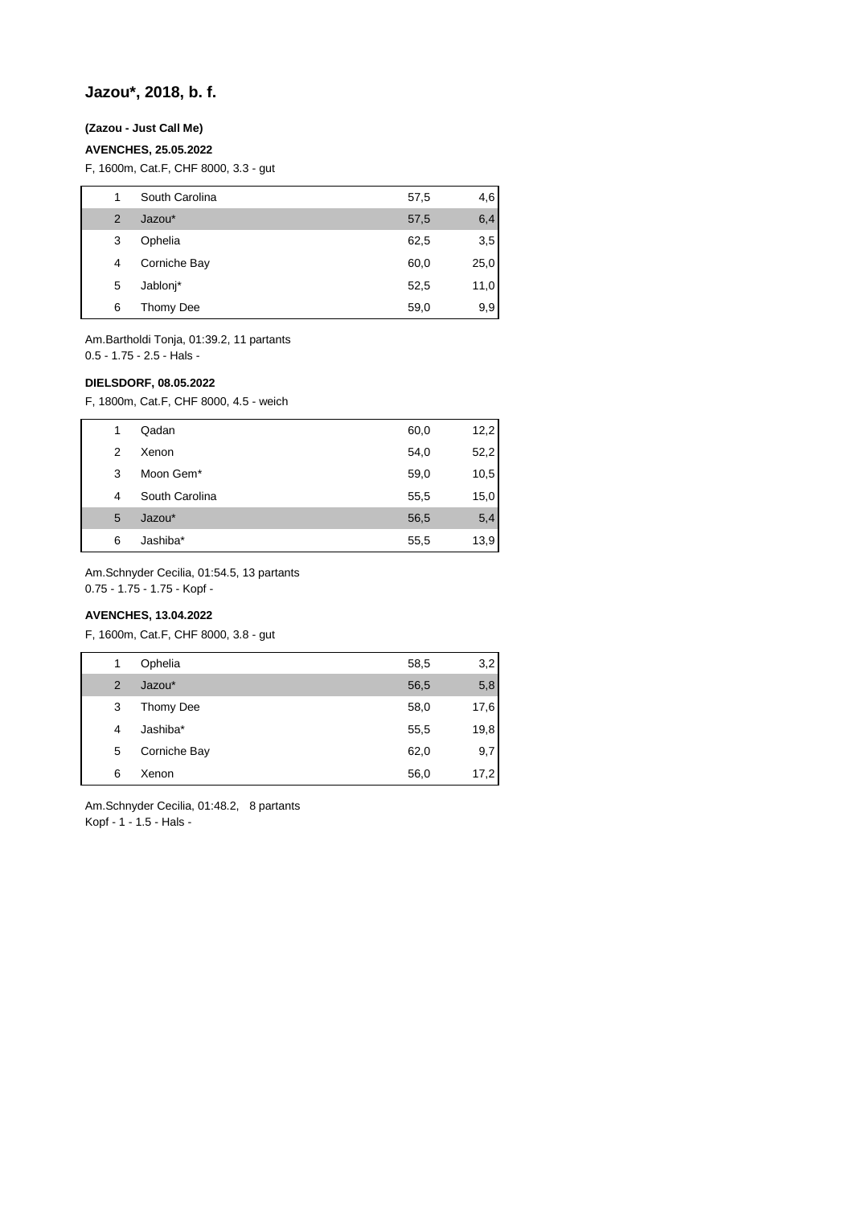## Jazou*, 2018, b. f.

**(Zazou - Just Call Me)**

**AVENCHES, 25.05.2022**

F, 1600m, Cat.F, CHF 8000, 3.3 - gut

| | | | |
|---|---|---|---|
| 1 | South Carolina | 57,5 | 4,6 |
| 2 | Jazou* | 57,5 | 6,4 |
| 3 | Ophelia | 62,5 | 3,5 |
| 4 | Corniche Bay | 60,0 | 25,0 |
| 5 | Jablonj* | 52,5 | 11,0 |
| 6 | Thomy Dee | 59,0 | 9,9 |

Am.Bartholdi Tonja, 01:39.2, 11 partants
0.5 - 1.75 - 2.5 - Hals -

**DIELSDORF, 08.05.2022**

F, 1800m, Cat.F, CHF 8000, 4.5 - weich

| | | | |
|---|---|---|---|
| 1 | Qadan | 60,0 | 12,2 |
| 2 | Xenon | 54,0 | 52,2 |
| 3 | Moon Gem* | 59,0 | 10,5 |
| 4 | South Carolina | 55,5 | 15,0 |
| 5 | Jazou* | 56,5 | 5,4 |
| 6 | Jashiba* | 55,5 | 13,9 |

Am.Schnyder Cecilia, 01:54.5, 13 partants
0.75 - 1.75 - 1.75 - Kopf -

**AVENCHES, 13.04.2022**

F, 1600m, Cat.F, CHF 8000, 3.8 - gut

| | | | |
|---|---|---|---|
| 1 | Ophelia | 58,5 | 3,2 |
| 2 | Jazou* | 56,5 | 5,8 |
| 3 | Thomy Dee | 58,0 | 17,6 |
| 4 | Jashiba* | 55,5 | 19,8 |
| 5 | Corniche Bay | 62,0 | 9,7 |
| 6 | Xenon | 56,0 | 17,2 |

Am.Schnyder Cecilia, 01:48.2, 8 partants
Kopf - 1 - 1.5 - Hals -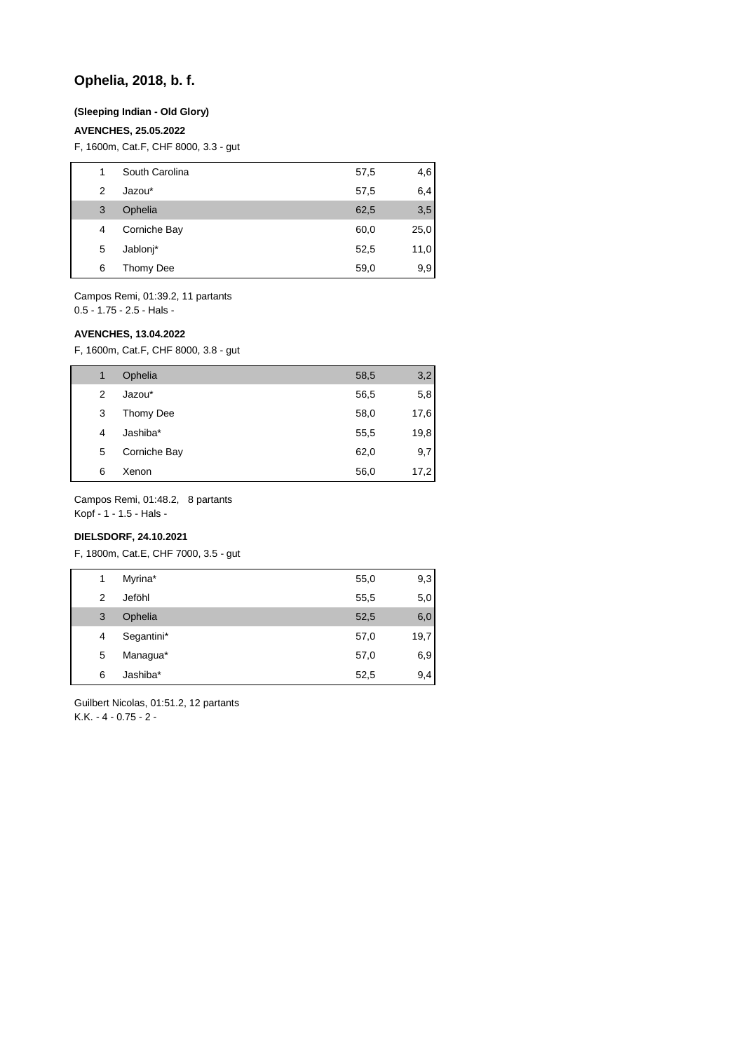## Ophelia, 2018, b. f.

**(Sleeping Indian - Old Glory)**

**AVENCHES, 25.05.2022**

F, 1600m, Cat.F, CHF 8000, 3.3 - gut

| | | | |
|---|---|---|---|
| 1 | South Carolina | 57,5 | 4,6 |
| 2 | Jazou* | 57,5 | 6,4 |
| 3 | Ophelia | 62,5 | 3,5 |
| 4 | Corniche Bay | 60,0 | 25,0 |
| 5 | Jablonj* | 52,5 | 11,0 |
| 6 | Thomy Dee | 59,0 | 9,9 |

Campos Remi, 01:39.2, 11 partants
0.5 - 1.75 - 2.5 - Hals -

**AVENCHES, 13.04.2022**

F, 1600m, Cat.F, CHF 8000, 3.8 - gut

| | | | |
|---|---|---|---|
| 1 | Ophelia | 58,5 | 3,2 |
| 2 | Jazou* | 56,5 | 5,8 |
| 3 | Thomy Dee | 58,0 | 17,6 |
| 4 | Jashiba* | 55,5 | 19,8 |
| 5 | Corniche Bay | 62,0 | 9,7 |
| 6 | Xenon | 56,0 | 17,2 |

Campos Remi, 01:48.2, 8 partants
Kopf - 1 - 1.5 - Hals -

**DIELSDORF, 24.10.2021**

F, 1800m, Cat.E, CHF 7000, 3.5 - gut

| | | | |
|---|---|---|---|
| 1 | Myrina* | 55,0 | 9,3 |
| 2 | Jeföhl | 55,5 | 5,0 |
| 3 | Ophelia | 52,5 | 6,0 |
| 4 | Segantini* | 57,0 | 19,7 |
| 5 | Managua* | 57,0 | 6,9 |
| 6 | Jashiba* | 52,5 | 9,4 |

Guilbert Nicolas, 01:51.2, 12 partants
K.K. - 4 - 0.75 - 2 -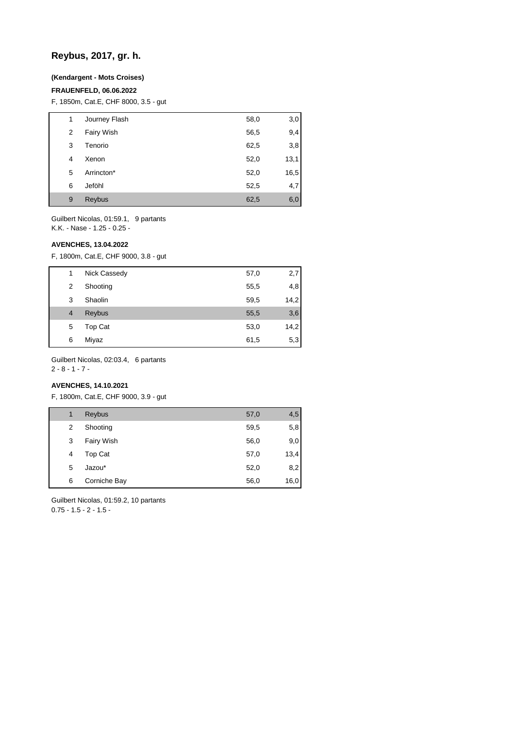## Reybus, 2017, gr. h.

**(Kendargent - Mots Croises)**

**FRAUENFELD, 06.06.2022**

F, 1850m, Cat.E, CHF 8000, 3.5 - gut

| | | | |
|---|---|---|---|
| 1 | Journey Flash | 58,0 | 3,0 |
| 2 | Fairy Wish | 56,5 | 9,4 |
| 3 | Tenorio | 62,5 | 3,8 |
| 4 | Xenon | 52,0 | 13,1 |
| 5 | Arrincton* | 52,0 | 16,5 |
| 6 | Jeföhl | 52,5 | 4,7 |
| 9 | Reybus | 62,5 | 6,0 |

Guilbert Nicolas, 01:59.1, 9 partants
K.K. - Nase - 1.25 - 0.25 -

**AVENCHES, 13.04.2022**

F, 1800m, Cat.E, CHF 9000, 3.8 - gut

| | | | |
|---|---|---|---|
| 1 | Nick Cassedy | 57,0 | 2,7 |
| 2 | Shooting | 55,5 | 4,8 |
| 3 | Shaolin | 59,5 | 14,2 |
| 4 | Reybus | 55,5 | 3,6 |
| 5 | Top Cat | 53,0 | 14,2 |
| 6 | Miyaz | 61,5 | 5,3 |

Guilbert Nicolas, 02:03.4, 6 partants
2 - 8 - 1 - 7 -

**AVENCHES, 14.10.2021**

F, 1800m, Cat.E, CHF 9000, 3.9 - gut

| | | | |
|---|---|---|---|
| 1 | Reybus | 57,0 | 4,5 |
| 2 | Shooting | 59,5 | 5,8 |
| 3 | Fairy Wish | 56,0 | 9,0 |
| 4 | Top Cat | 57,0 | 13,4 |
| 5 | Jazou* | 52,0 | 8,2 |
| 6 | Corniche Bay | 56,0 | 16,0 |

Guilbert Nicolas, 01:59.2, 10 partants
0.75 - 1.5 - 2 - 1.5 -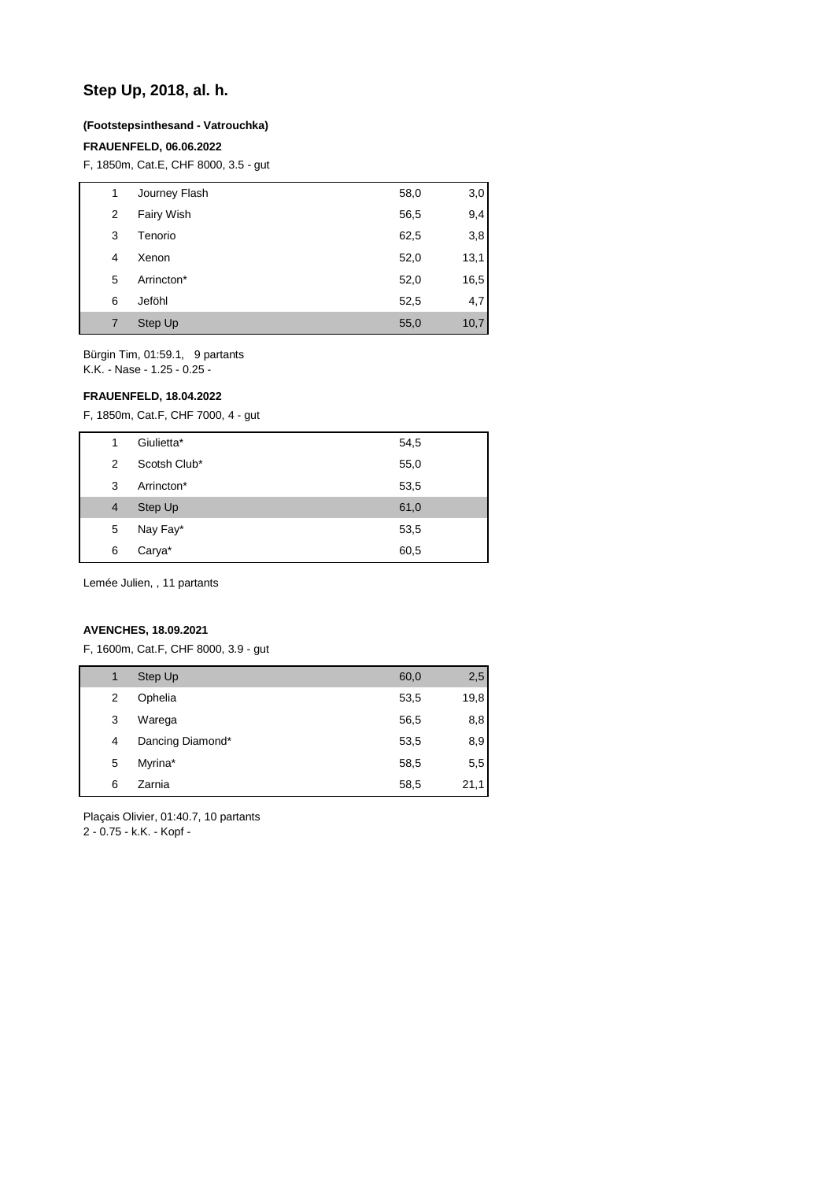## Step Up, 2018, al. h.

**(Footstepsinthesand - Vatrouchka)**

**FRAUENFELD, 06.06.2022**

F, 1850m, Cat.E, CHF 8000, 3.5 - gut

| | | | |
|---|---|---|---|
| 1 | Journey Flash | 58,0 | 3,0 |
| 2 | Fairy Wish | 56,5 | 9,4 |
| 3 | Tenorio | 62,5 | 3,8 |
| 4 | Xenon | 52,0 | 13,1 |
| 5 | Arrincton* | 52,0 | 16,5 |
| 6 | Jeföhl | 52,5 | 4,7 |
| 7 | Step Up | 55,0 | 10,7 |

Bürgin Tim, 01:59.1, 9 partants
K.K. - Nase - 1.25 - 0.25 -

**FRAUENFELD, 18.04.2022**

F, 1850m, Cat.F, CHF 7000, 4 - gut

| | | |
|---|---|---|
| 1 | Giulietta* | 54,5 |
| 2 | Scotsh Club* | 55,0 |
| 3 | Arrincton* | 53,5 |
| 4 | Step Up | 61,0 |
| 5 | Nay Fay* | 53,5 |
| 6 | Carya* | 60,5 |

Lemée Julien, , 11 partants

**AVENCHES, 18.09.2021**

F, 1600m, Cat.F, CHF 8000, 3.9 - gut

| | | | |
|---|---|---|---|
| 1 | Step Up | 60,0 | 2,5 |
| 2 | Ophelia | 53,5 | 19,8 |
| 3 | Warega | 56,5 | 8,8 |
| 4 | Dancing Diamond* | 53,5 | 8,9 |
| 5 | Myrina* | 58,5 | 5,5 |
| 6 | Zarnia | 58,5 | 21,1 |

Plaçais Olivier, 01:40.7, 10 partants
2 - 0.75 - k.K. - Kopf -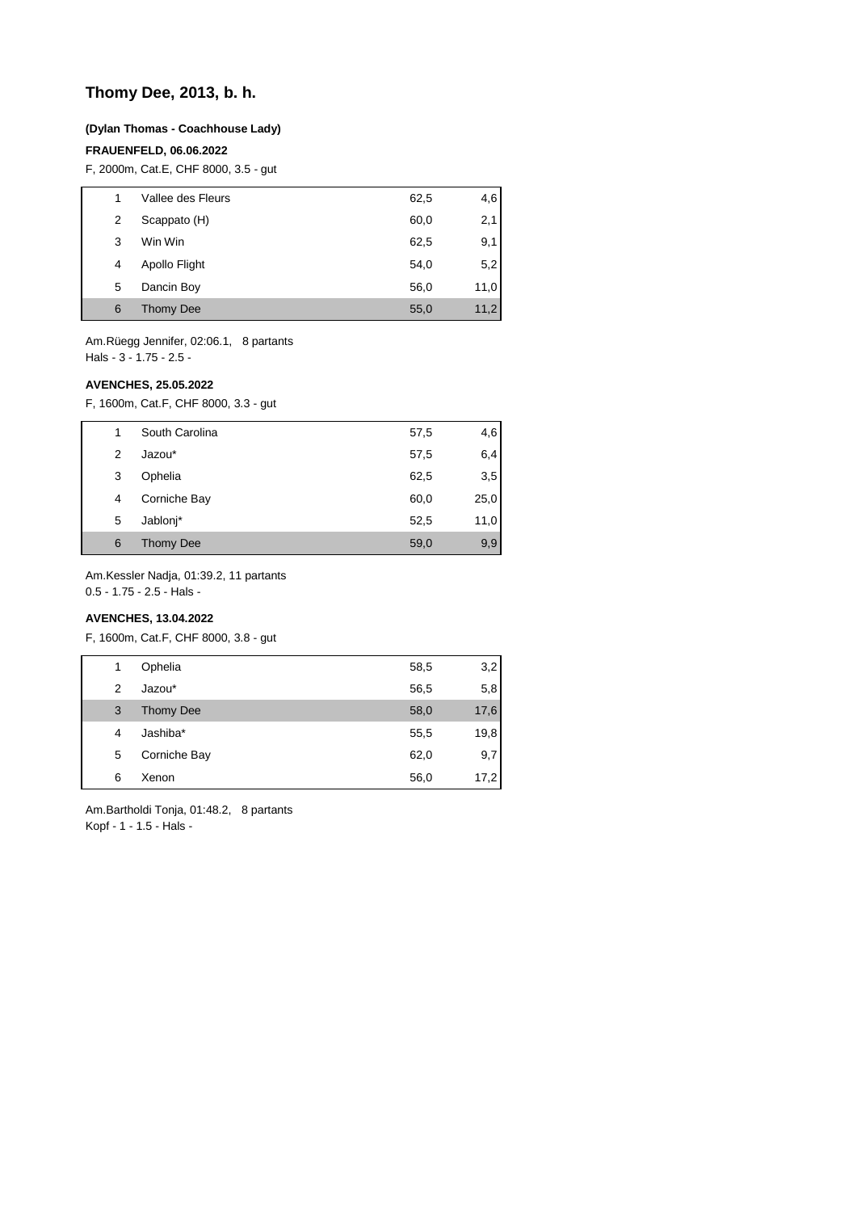## Thomy Dee, 2013, b. h.

**(Dylan Thomas - Coachhouse Lady)**

**FRAUENFELD, 06.06.2022**

F, 2000m, Cat.E, CHF 8000, 3.5 - gut

| | | | |
|---|---|---|---|
| 1 | Vallee des Fleurs | 62,5 | 4,6 |
| 2 | Scappato (H) | 60,0 | 2,1 |
| 3 | Win Win | 62,5 | 9,1 |
| 4 | Apollo Flight | 54,0 | 5,2 |
| 5 | Dancin Boy | 56,0 | 11,0 |
| 6 | Thomy Dee | 55,0 | 11,2 |

Am.Rüegg Jennifer, 02:06.1, 8 partants
Hals - 3 - 1.75 - 2.5 -

**AVENCHES, 25.05.2022**

F, 1600m, Cat.F, CHF 8000, 3.3 - gut

| | | | |
|---|---|---|---|
| 1 | South Carolina | 57,5 | 4,6 |
| 2 | Jazou* | 57,5 | 6,4 |
| 3 | Ophelia | 62,5 | 3,5 |
| 4 | Corniche Bay | 60,0 | 25,0 |
| 5 | Jablonj* | 52,5 | 11,0 |
| 6 | Thomy Dee | 59,0 | 9,9 |

Am.Kessler Nadja, 01:39.2, 11 partants
0.5 - 1.75 - 2.5 - Hals -

**AVENCHES, 13.04.2022**

F, 1600m, Cat.F, CHF 8000, 3.8 - gut

| | | | |
|---|---|---|---|
| 1 | Ophelia | 58,5 | 3,2 |
| 2 | Jazou* | 56,5 | 5,8 |
| 3 | Thomy Dee | 58,0 | 17,6 |
| 4 | Jashiba* | 55,5 | 19,8 |
| 5 | Corniche Bay | 62,0 | 9,7 |
| 6 | Xenon | 56,0 | 17,2 |

Am.Bartholdi Tonja, 01:48.2, 8 partants
Kopf - 1 - 1.5 - Hals -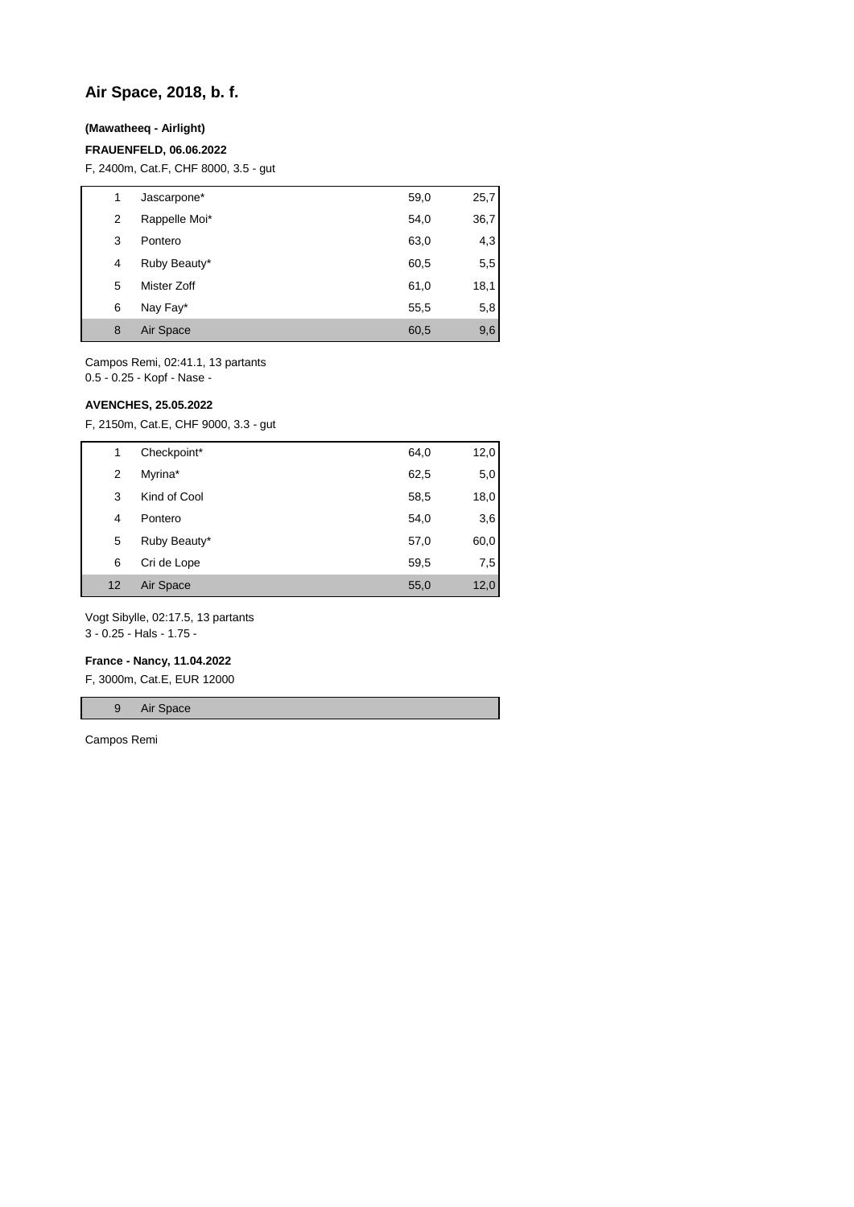## Air Space, 2018, b. f.

**(Mawatheeq - Airlight)**

**FRAUENFELD, 06.06.2022**

F, 2400m, Cat.F, CHF 8000, 3.5 - gut

| | | | |
|---|---|---|---|
| 1 | Jascarpone* | 59,0 | 25,7 |
| 2 | Rappelle Moi* | 54,0 | 36,7 |
| 3 | Pontero | 63,0 | 4,3 |
| 4 | Ruby Beauty* | 60,5 | 5,5 |
| 5 | Mister Zoff | 61,0 | 18,1 |
| 6 | Nay Fay* | 55,5 | 5,8 |
| 8 | Air Space | 60,5 | 9,6 |

Campos Remi, 02:41.1, 13 partants
0.5 - 0.25 - Kopf - Nase -

**AVENCHES, 25.05.2022**

F, 2150m, Cat.E, CHF 9000, 3.3 - gut

| | | | |
|---|---|---|---|
| 1 | Checkpoint* | 64,0 | 12,0 |
| 2 | Myrina* | 62,5 | 5,0 |
| 3 | Kind of Cool | 58,5 | 18,0 |
| 4 | Pontero | 54,0 | 3,6 |
| 5 | Ruby Beauty* | 57,0 | 60,0 |
| 6 | Cri de Lope | 59,5 | 7,5 |
| 12 | Air Space | 55,0 | 12,0 |

Vogt Sibylle, 02:17.5, 13 partants
3 - 0.25 - Hals - 1.75 -

**France - Nancy, 11.04.2022**

F, 3000m, Cat.E, EUR 12000

| | |
|---|---|
| 9 | Air Space |

Campos Remi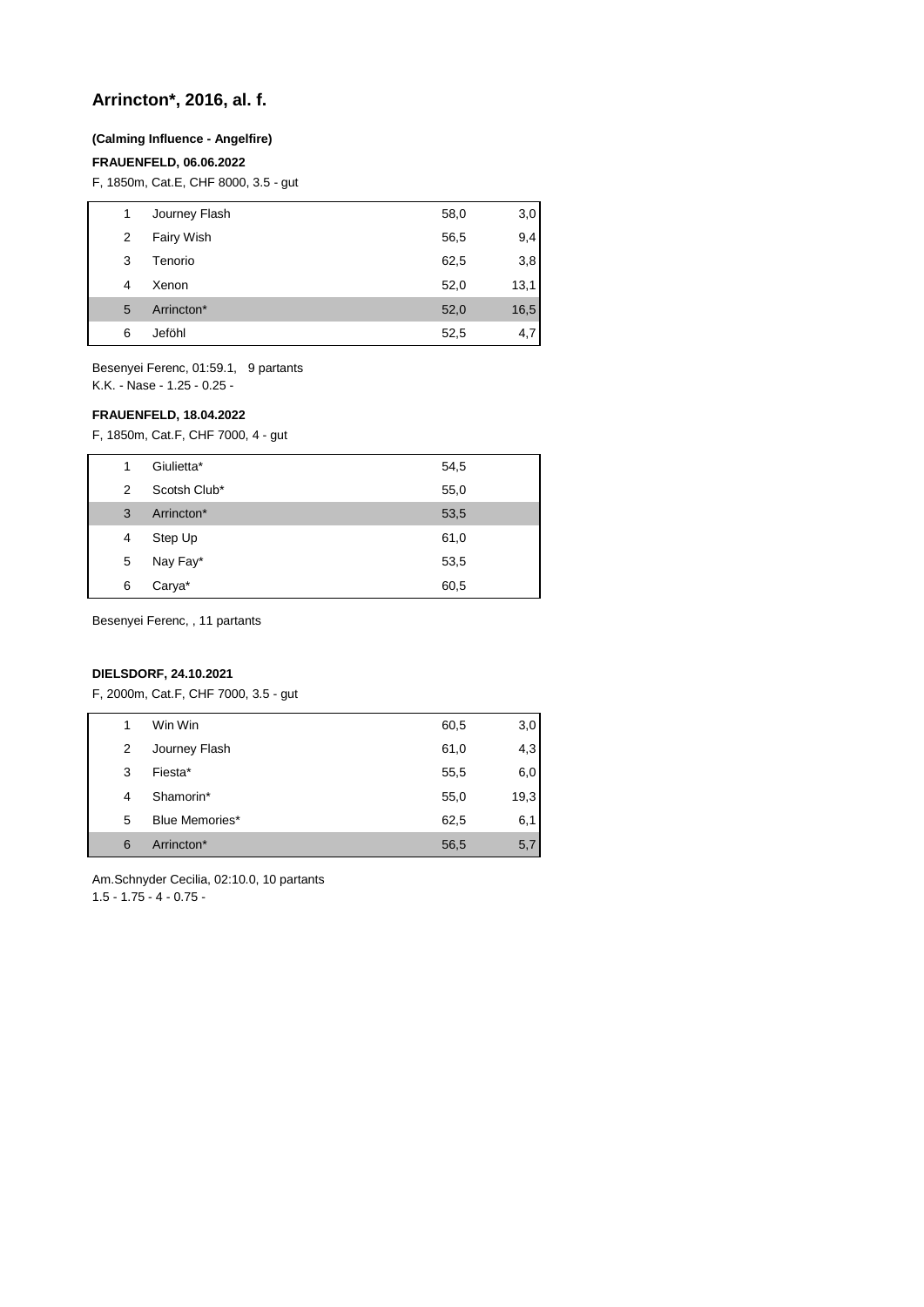# Arrincton*, 2016, al. f.

**(Calming Influence - Angelfire)**

**FRAUENFELD, 06.06.2022**

F, 1850m, Cat.E, CHF 8000, 3.5 - gut

| | | | |
|---|---|---|---|
| 1 | Journey Flash | 58,0 | 3,0 |
| 2 | Fairy Wish | 56,5 | 9,4 |
| 3 | Tenorio | 62,5 | 3,8 |
| 4 | Xenon | 52,0 | 13,1 |
| 5 | Arrincton* | 52,0 | 16,5 |
| 6 | Jeföhl | 52,5 | 4,7 |

Besenyei Ferenc, 01:59.1, 9 partants
K.K. - Nase - 1.25 - 0.25 -

**FRAUENFELD, 18.04.2022**

F, 1850m, Cat.F, CHF 7000, 4 - gut

| | | |
|---|---|---|
| 1 | Giulietta* | 54,5 |
| 2 | Scotsh Club* | 55,0 |
| 3 | Arrincton* | 53,5 |
| 4 | Step Up | 61,0 |
| 5 | Nay Fay* | 53,5 |
| 6 | Carya* | 60,5 |

Besenyei Ferenc, , 11 partants

**DIELSDORF, 24.10.2021**

F, 2000m, Cat.F, CHF 7000, 3.5 - gut

| | | | |
|---|---|---|---|
| 1 | Win Win | 60,5 | 3,0 |
| 2 | Journey Flash | 61,0 | 4,3 |
| 3 | Fiesta* | 55,5 | 6,0 |
| 4 | Shamorin* | 55,0 | 19,3 |
| 5 | Blue Memories* | 62,5 | 6,1 |
| 6 | Arrincton* | 56,5 | 5,7 |

Am.Schnyder Cecilia, 02:10.0, 10 partants
1.5 - 1.75 - 4 - 0.75 -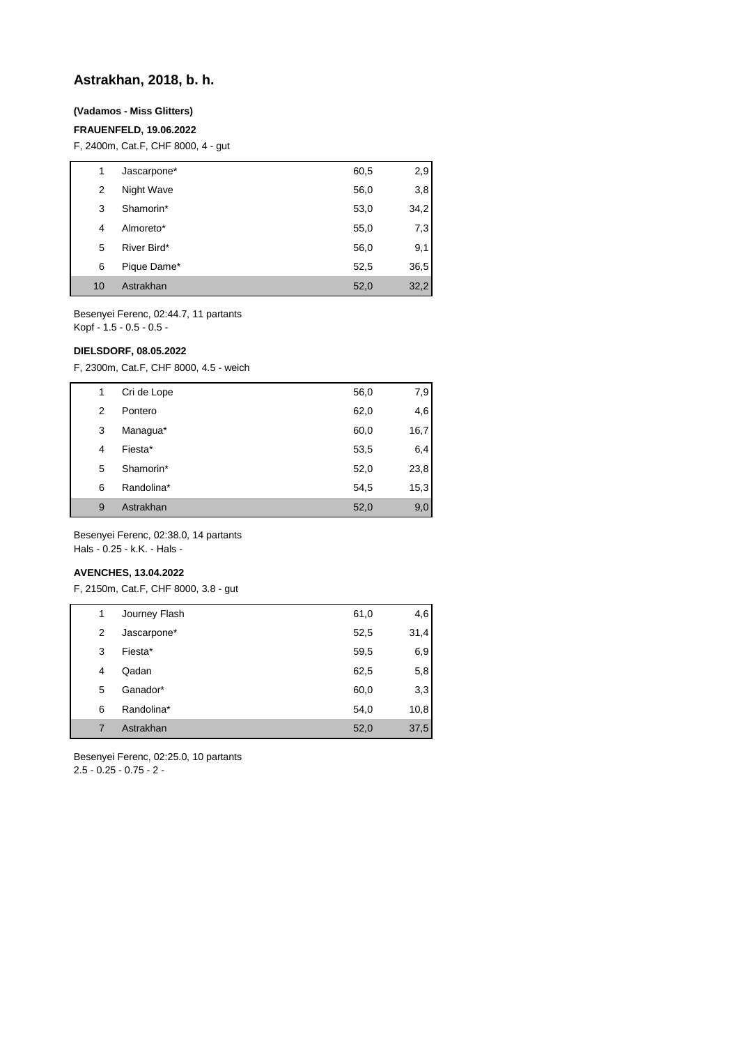# Astrakhan, 2018, b. h.

**(Vadamos - Miss Glitters)**

**FRAUENFELD, 19.06.2022**

F, 2400m, Cat.F, CHF 8000, 4 - gut

| | | | |
|---|---|---|---|
| 1 | Jascarpone* | 60,5 | 2,9 |
| 2 | Night Wave | 56,0 | 3,8 |
| 3 | Shamorin* | 53,0 | 34,2 |
| 4 | Almoreto* | 55,0 | 7,3 |
| 5 | River Bird* | 56,0 | 9,1 |
| 6 | Pique Dame* | 52,5 | 36,5 |
| 10 | Astrakhan | 52,0 | 32,2 |

Besenyei Ferenc, 02:44.7, 11 partants
Kopf - 1.5 - 0.5 - 0.5 -

**DIELSDORF, 08.05.2022**

F, 2300m, Cat.F, CHF 8000, 4.5 - weich

| | | | |
|---|---|---|---|
| 1 | Cri de Lope | 56,0 | 7,9 |
| 2 | Pontero | 62,0 | 4,6 |
| 3 | Managua* | 60,0 | 16,7 |
| 4 | Fiesta* | 53,5 | 6,4 |
| 5 | Shamorin* | 52,0 | 23,8 |
| 6 | Randolina* | 54,5 | 15,3 |
| 9 | Astrakhan | 52,0 | 9,0 |

Besenyei Ferenc, 02:38.0, 14 partants
Hals - 0.25 - k.K. - Hals -

**AVENCHES, 13.04.2022**

F, 2150m, Cat.F, CHF 8000, 3.8 - gut

| | | | |
|---|---|---|---|
| 1 | Journey Flash | 61,0 | 4,6 |
| 2 | Jascarpone* | 52,5 | 31,4 |
| 3 | Fiesta* | 59,5 | 6,9 |
| 4 | Qadan | 62,5 | 5,8 |
| 5 | Ganador* | 60,0 | 3,3 |
| 6 | Randolina* | 54,0 | 10,8 |
| 7 | Astrakhan | 52,0 | 37,5 |

Besenyei Ferenc, 02:25.0, 10 partants
2.5 - 0.25 - 0.75 - 2 -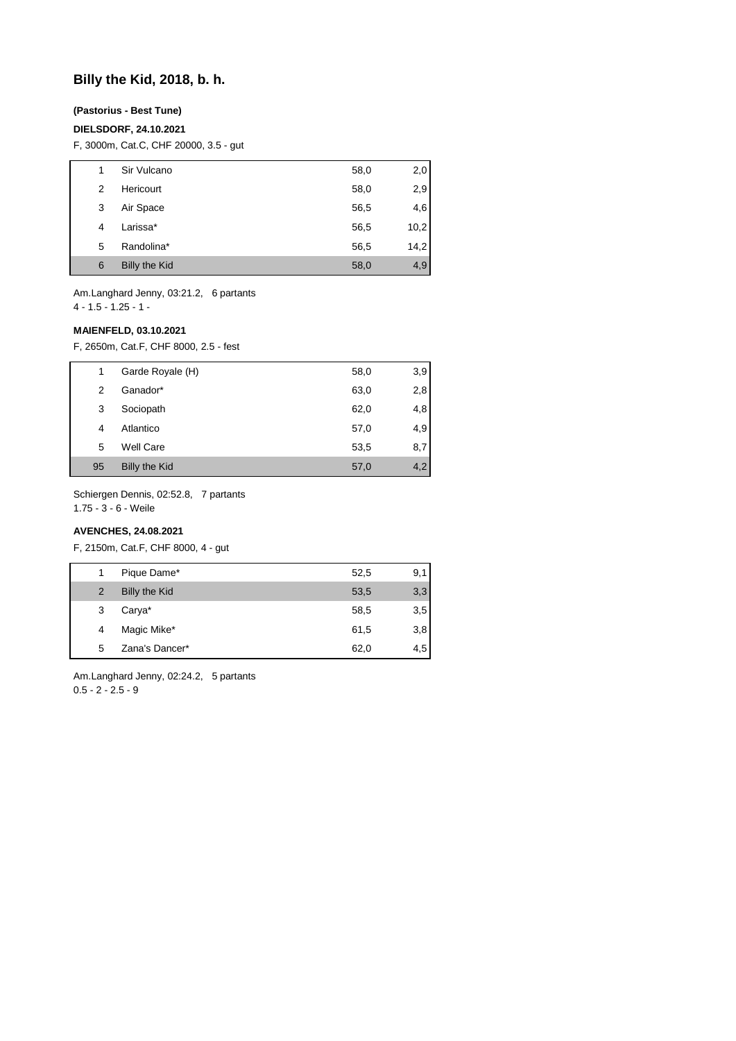# Billy the Kid, 2018, b. h.

**(Pastorius - Best Tune)**

**DIELSDORF, 24.10.2021**

F, 3000m, Cat.C, CHF 20000, 3.5 - gut

| | | | |
|---|---|---|---|
| 1 | Sir Vulcano | 58,0 | 2,0 |
| 2 | Hericourt | 58,0 | 2,9 |
| 3 | Air Space | 56,5 | 4,6 |
| 4 | Larissa* | 56,5 | 10,2 |
| 5 | Randolina* | 56,5 | 14,2 |
| 6 | Billy the Kid | 58,0 | 4,9 |

Am.Langhard Jenny, 03:21.2, 6 partants
4 - 1.5 - 1.25 - 1 -

**MAIENFELD, 03.10.2021**

F, 2650m, Cat.F, CHF 8000, 2.5 - fest

| | | | |
|---|---|---|---|
| 1 | Garde Royale (H) | 58,0 | 3,9 |
| 2 | Ganador* | 63,0 | 2,8 |
| 3 | Sociopath | 62,0 | 4,8 |
| 4 | Atlantico | 57,0 | 4,9 |
| 5 | Well Care | 53,5 | 8,7 |
| 95 | Billy the Kid | 57,0 | 4,2 |

Schiergen Dennis, 02:52.8, 7 partants
1.75 - 3 - 6 - Weile

**AVENCHES, 24.08.2021**

F, 2150m, Cat.F, CHF 8000, 4 - gut

| | | | |
|---|---|---|---|
| 1 | Pique Dame* | 52,5 | 9,1 |
| 2 | Billy the Kid | 53,5 | 3,3 |
| 3 | Carya* | 58,5 | 3,5 |
| 4 | Magic Mike* | 61,5 | 3,8 |
| 5 | Zana's Dancer* | 62,0 | 4,5 |

Am.Langhard Jenny, 02:24.2, 5 partants
0.5 - 2 - 2.5 - 9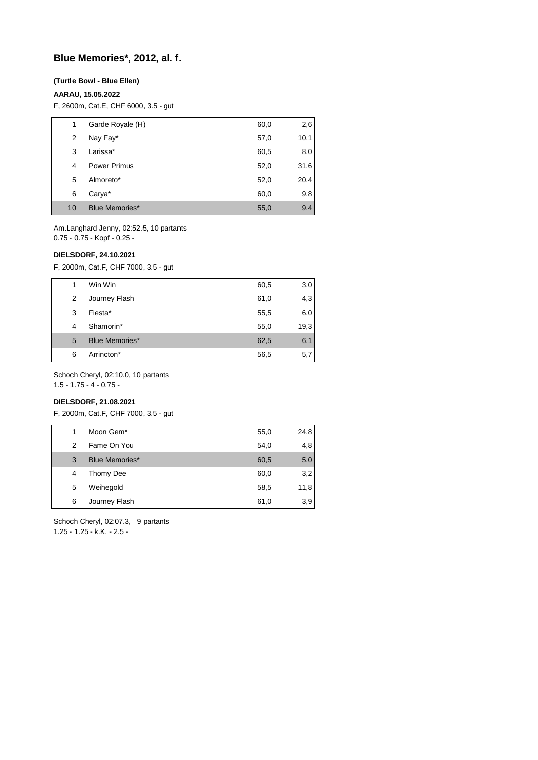## Blue Memories*, 2012, al. f.

**(Turtle Bowl - Blue Ellen)**

**AARAU, 15.05.2022**

F, 2600m, Cat.E, CHF 6000, 3.5 - gut

| | | | |
|---|---|---|---|
| 1 | Garde Royale (H) | 60,0 | 2,6 |
| 2 | Nay Fay* | 57,0 | 10,1 |
| 3 | Larissa* | 60,5 | 8,0 |
| 4 | Power Primus | 52,0 | 31,6 |
| 5 | Almoreto* | 52,0 | 20,4 |
| 6 | Carya* | 60,0 | 9,8 |
| 10 | Blue Memories* | 55,0 | 9,4 |

Am.Langhard Jenny, 02:52.5, 10 partants
0.75 - 0.75 - Kopf - 0.25 -

**DIELSDORF, 24.10.2021**

F, 2000m, Cat.F, CHF 7000, 3.5 - gut

| | | | |
|---|---|---|---|
| 1 | Win Win | 60,5 | 3,0 |
| 2 | Journey Flash | 61,0 | 4,3 |
| 3 | Fiesta* | 55,5 | 6,0 |
| 4 | Shamorin* | 55,0 | 19,3 |
| 5 | Blue Memories* | 62,5 | 6,1 |
| 6 | Arrincton* | 56,5 | 5,7 |

Schoch Cheryl, 02:10.0, 10 partants
1.5 - 1.75 - 4 - 0.75 -

**DIELSDORF, 21.08.2021**

F, 2000m, Cat.F, CHF 7000, 3.5 - gut

| | | | |
|---|---|---|---|
| 1 | Moon Gem* | 55,0 | 24,8 |
| 2 | Fame On You | 54,0 | 4,8 |
| 3 | Blue Memories* | 60,5 | 5,0 |
| 4 | Thomy Dee | 60,0 | 3,2 |
| 5 | Weihegold | 58,5 | 11,8 |
| 6 | Journey Flash | 61,0 | 3,9 |

Schoch Cheryl, 02:07.3, 9 partants
1.25 - 1.25 - k.K. - 2.5 -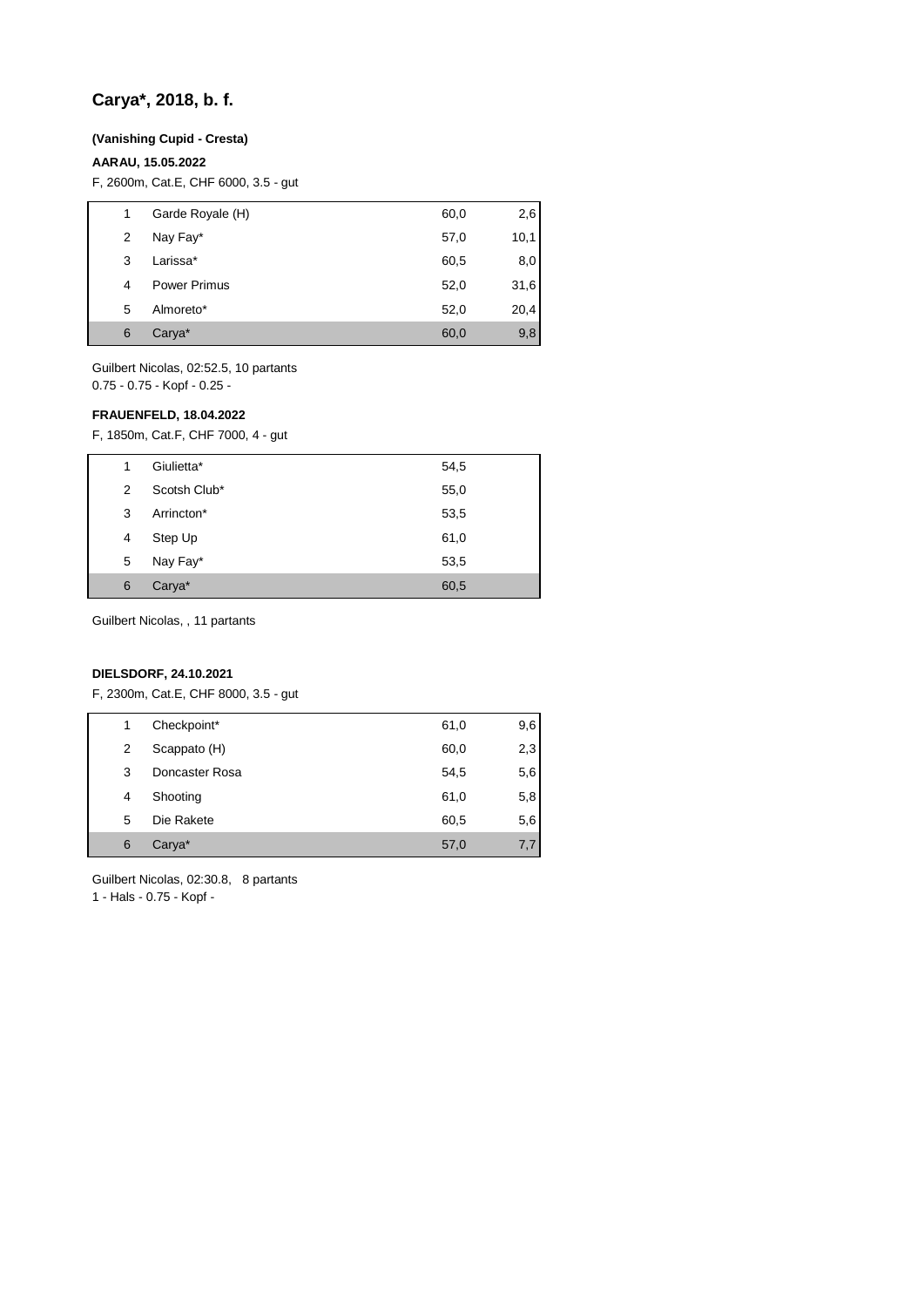## Carya*, 2018, b. f.

**(Vanishing Cupid - Cresta)**

**AARAU, 15.05.2022**

F, 2600m, Cat.E, CHF 6000, 3.5 - gut

| | | | |
|---|---|---|---|
| 1 | Garde Royale (H) | 60,0 | 2,6 |
| 2 | Nay Fay* | 57,0 | 10,1 |
| 3 | Larissa* | 60,5 | 8,0 |
| 4 | Power Primus | 52,0 | 31,6 |
| 5 | Almoreto* | 52,0 | 20,4 |
| 6 | Carya* | 60,0 | 9,8 |

Guilbert Nicolas, 02:52.5, 10 partants
0.75 - 0.75 - Kopf - 0.25 -

**FRAUENFELD, 18.04.2022**

F, 1850m, Cat.F, CHF 7000, 4 - gut

| | | | |
|---|---|---|---|
| 1 | Giulietta* | 54,5 | |
| 2 | Scotsh Club* | 55,0 | |
| 3 | Arrincton* | 53,5 | |
| 4 | Step Up | 61,0 | |
| 5 | Nay Fay* | 53,5 | |
| 6 | Carya* | 60,5 | |

Guilbert Nicolas, , 11 partants

**DIELSDORF, 24.10.2021**

F, 2300m, Cat.E, CHF 8000, 3.5 - gut

| | | | |
|---|---|---|---|
| 1 | Checkpoint* | 61,0 | 9,6 |
| 2 | Scappato (H) | 60,0 | 2,3 |
| 3 | Doncaster Rosa | 54,5 | 5,6 |
| 4 | Shooting | 61,0 | 5,8 |
| 5 | Die Rakete | 60,5 | 5,6 |
| 6 | Carya* | 57,0 | 7,7 |

Guilbert Nicolas, 02:30.8, 8 partants
1 - Hals - 0.75 - Kopf -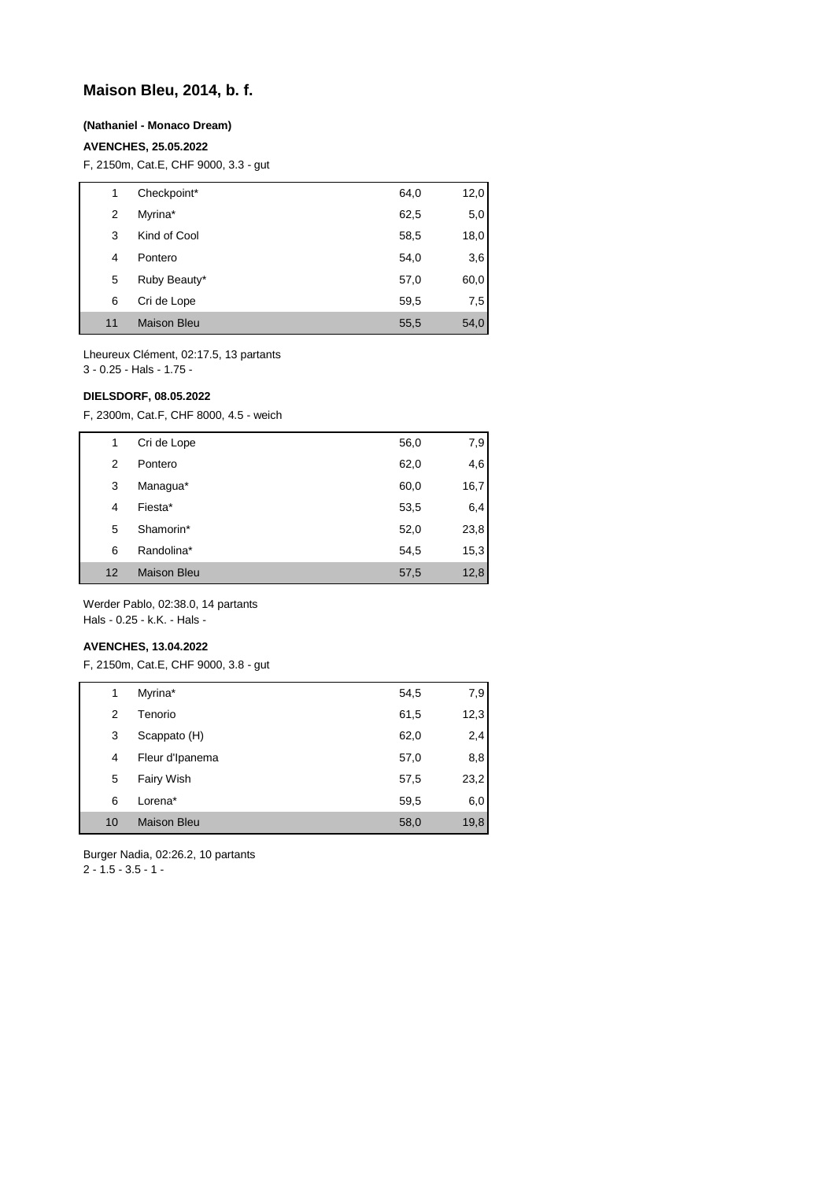## Maison Bleu, 2014, b. f.

**(Nathaniel - Monaco Dream)**

**AVENCHES, 25.05.2022**

F, 2150m, Cat.E, CHF 9000, 3.3 - gut

| | | | |
|---|---|---|---|
| 1 | Checkpoint* | 64,0 | 12,0 |
| 2 | Myrina* | 62,5 | 5,0 |
| 3 | Kind of Cool | 58,5 | 18,0 |
| 4 | Pontero | 54,0 | 3,6 |
| 5 | Ruby Beauty* | 57,0 | 60,0 |
| 6 | Cri de Lope | 59,5 | 7,5 |
| 11 | Maison Bleu | 55,5 | 54,0 |

Lheureux Clément, 02:17.5, 13 partants
3 - 0.25 - Hals - 1.75 -

**DIELSDORF, 08.05.2022**

F, 2300m, Cat.F, CHF 8000, 4.5 - weich

| | | | |
|---|---|---|---|
| 1 | Cri de Lope | 56,0 | 7,9 |
| 2 | Pontero | 62,0 | 4,6 |
| 3 | Managua* | 60,0 | 16,7 |
| 4 | Fiesta* | 53,5 | 6,4 |
| 5 | Shamorin* | 52,0 | 23,8 |
| 6 | Randolina* | 54,5 | 15,3 |
| 12 | Maison Bleu | 57,5 | 12,8 |

Werder Pablo, 02:38.0, 14 partants
Hals - 0.25 - k.K. - Hals -

**AVENCHES, 13.04.2022**

F, 2150m, Cat.E, CHF 9000, 3.8 - gut

| | | | |
|---|---|---|---|
| 1 | Myrina* | 54,5 | 7,9 |
| 2 | Tenorio | 61,5 | 12,3 |
| 3 | Scappato (H) | 62,0 | 2,4 |
| 4 | Fleur d'Ipanema | 57,0 | 8,8 |
| 5 | Fairy Wish | 57,5 | 23,2 |
| 6 | Lorena* | 59,5 | 6,0 |
| 10 | Maison Bleu | 58,0 | 19,8 |

Burger Nadia, 02:26.2, 10 partants
2 - 1.5 - 3.5 - 1 -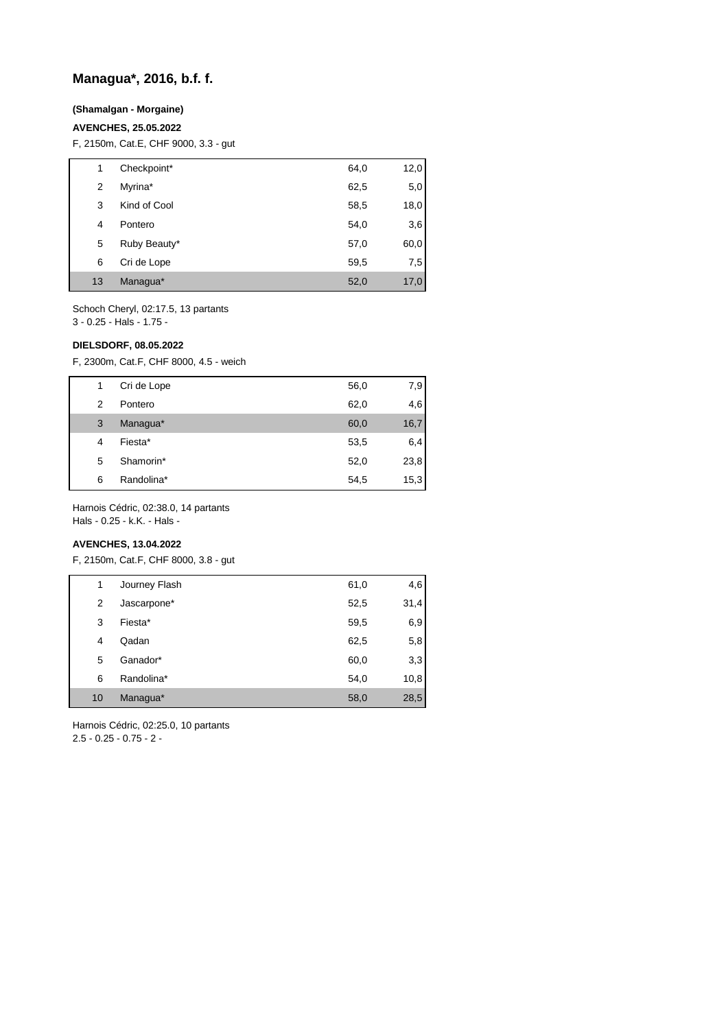## Managua*, 2016, b.f. f.

**(Shamalgan - Morgaine)**

**AVENCHES, 25.05.2022**

F, 2150m, Cat.E, CHF 9000, 3.3 - gut

| | | | |
|---|---|---|---|
| 1 | Checkpoint* | 64,0 | 12,0 |
| 2 | Myrina* | 62,5 | 5,0 |
| 3 | Kind of Cool | 58,5 | 18,0 |
| 4 | Pontero | 54,0 | 3,6 |
| 5 | Ruby Beauty* | 57,0 | 60,0 |
| 6 | Cri de Lope | 59,5 | 7,5 |
| 13 | Managua* | 52,0 | 17,0 |

Schoch Cheryl, 02:17.5, 13 partants
3 - 0.25 - Hals - 1.75 -

**DIELSDORF, 08.05.2022**

F, 2300m, Cat.F, CHF 8000, 4.5 - weich

| | | | |
|---|---|---|---|
| 1 | Cri de Lope | 56,0 | 7,9 |
| 2 | Pontero | 62,0 | 4,6 |
| 3 | Managua* | 60,0 | 16,7 |
| 4 | Fiesta* | 53,5 | 6,4 |
| 5 | Shamorin* | 52,0 | 23,8 |
| 6 | Randolina* | 54,5 | 15,3 |

Harnois Cédric, 02:38.0, 14 partants
Hals - 0.25 - k.K. - Hals -

**AVENCHES, 13.04.2022**

F, 2150m, Cat.F, CHF 8000, 3.8 - gut

| | | | |
|---|---|---|---|
| 1 | Journey Flash | 61,0 | 4,6 |
| 2 | Jascarpone* | 52,5 | 31,4 |
| 3 | Fiesta* | 59,5 | 6,9 |
| 4 | Qadan | 62,5 | 5,8 |
| 5 | Ganador* | 60,0 | 3,3 |
| 6 | Randolina* | 54,0 | 10,8 |
| 10 | Managua* | 58,0 | 28,5 |

Harnois Cédric, 02:25.0, 10 partants
2.5 - 0.25 - 0.75 - 2 -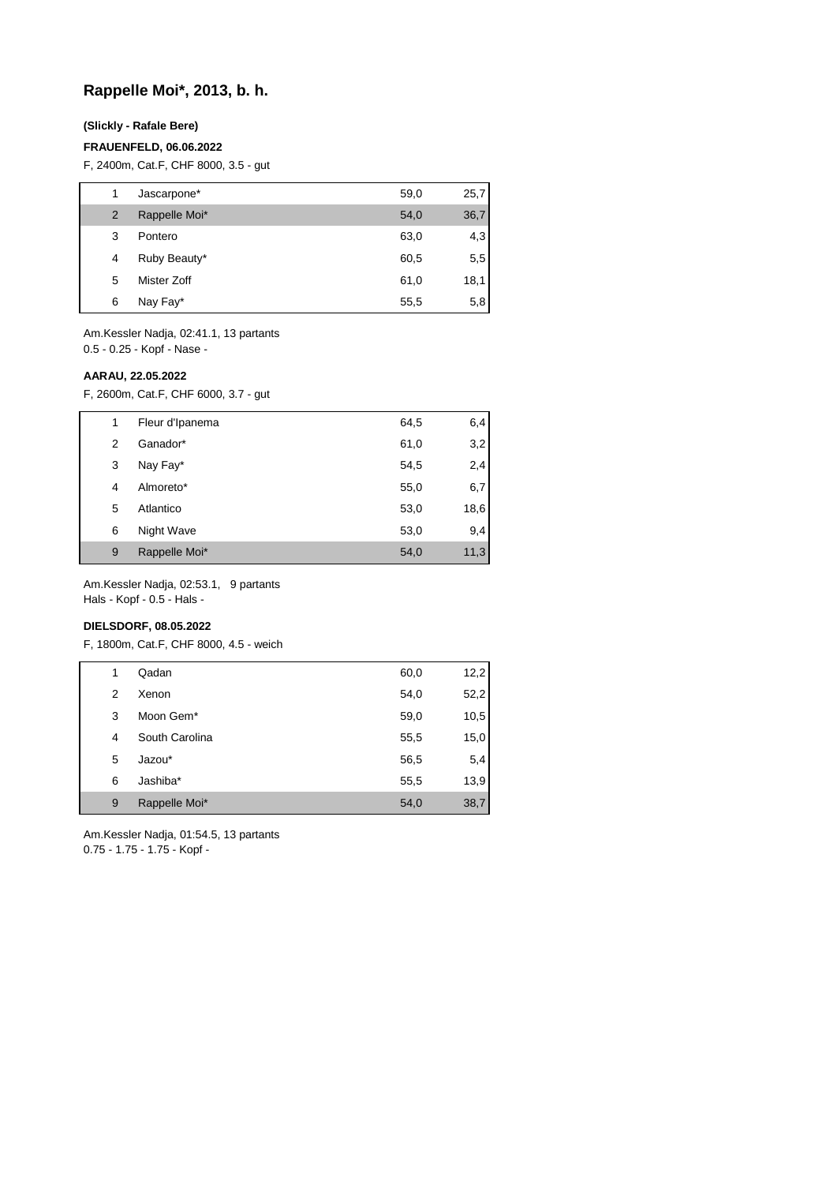## Rappelle Moi*, 2013, b. h.

**(Slickly - Rafale Bere)**

**FRAUENFELD, 06.06.2022**

F, 2400m, Cat.F, CHF 8000, 3.5 - gut

| | | | |
|---|---|---|---|
| 1 | Jascarpone* | 59,0 | 25,7 |
| 2 | Rappelle Moi* | 54,0 | 36,7 |
| 3 | Pontero | 63,0 | 4,3 |
| 4 | Ruby Beauty* | 60,5 | 5,5 |
| 5 | Mister Zoff | 61,0 | 18,1 |
| 6 | Nay Fay* | 55,5 | 5,8 |

Am.Kessler Nadja, 02:41.1, 13 partants
0.5 - 0.25 - Kopf - Nase -

**AARAU, 22.05.2022**

F, 2600m, Cat.F, CHF 6000, 3.7 - gut

| | | | |
|---|---|---|---|
| 1 | Fleur d'Ipanema | 64,5 | 6,4 |
| 2 | Ganador* | 61,0 | 3,2 |
| 3 | Nay Fay* | 54,5 | 2,4 |
| 4 | Almoreto* | 55,0 | 6,7 |
| 5 | Atlantico | 53,0 | 18,6 |
| 6 | Night Wave | 53,0 | 9,4 |
| 9 | Rappelle Moi* | 54,0 | 11,3 |

Am.Kessler Nadja, 02:53.1, 9 partants
Hals - Kopf - 0.5 - Hals -

**DIELSDORF, 08.05.2022**

F, 1800m, Cat.F, CHF 8000, 4.5 - weich

| | | | |
|---|---|---|---|
| 1 | Qadan | 60,0 | 12,2 |
| 2 | Xenon | 54,0 | 52,2 |
| 3 | Moon Gem* | 59,0 | 10,5 |
| 4 | South Carolina | 55,5 | 15,0 |
| 5 | Jazou* | 56,5 | 5,4 |
| 6 | Jashiba* | 55,5 | 13,9 |
| 9 | Rappelle Moi* | 54,0 | 38,7 |

Am.Kessler Nadja, 01:54.5, 13 partants
0.75 - 1.75 - 1.75 - Kopf -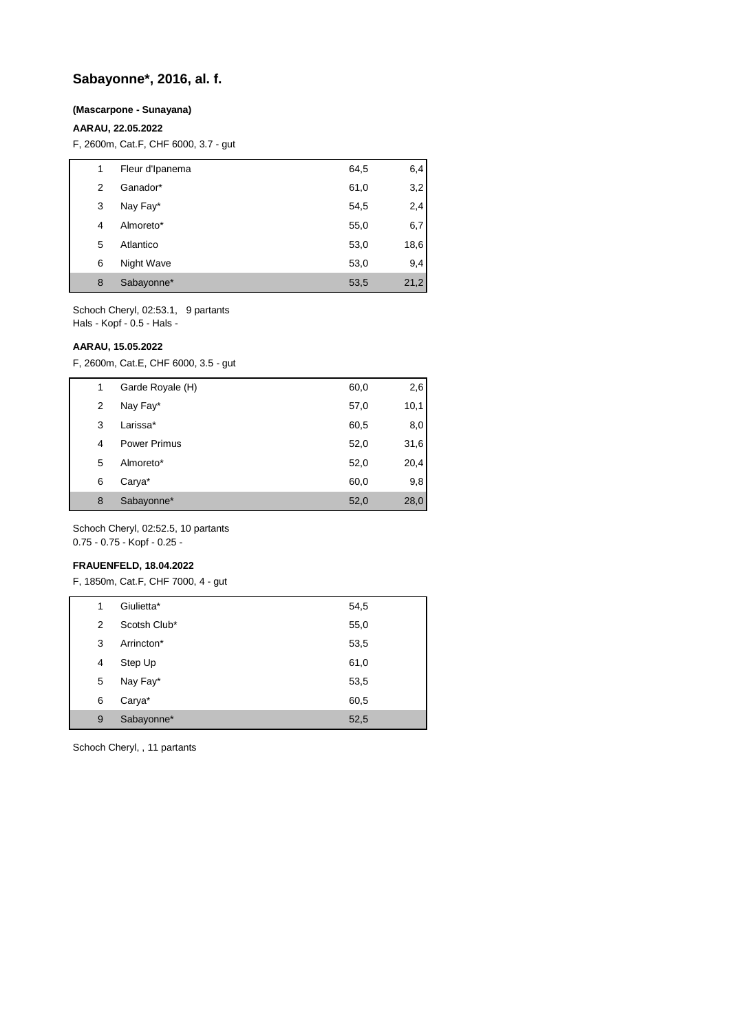# Sabayonne*, 2016, al. f.

**(Mascarpone - Sunayana)**

**AARAU, 22.05.2022**

F, 2600m, Cat.F, CHF 6000, 3.7 - gut

| | | | |
|---|---|---|---|
| 1 | Fleur d'Ipanema | 64,5 | 6,4 |
| 2 | Ganador* | 61,0 | 3,2 |
| 3 | Nay Fay* | 54,5 | 2,4 |
| 4 | Almoreto* | 55,0 | 6,7 |
| 5 | Atlantico | 53,0 | 18,6 |
| 6 | Night Wave | 53,0 | 9,4 |
| 8 | Sabayonne* | 53,5 | 21,2 |

Schoch Cheryl, 02:53.1, 9 partants
Hals - Kopf - 0.5 - Hals -

**AARAU, 15.05.2022**

F, 2600m, Cat.E, CHF 6000, 3.5 - gut

| | | | |
|---|---|---|---|
| 1 | Garde Royale (H) | 60,0 | 2,6 |
| 2 | Nay Fay* | 57,0 | 10,1 |
| 3 | Larissa* | 60,5 | 8,0 |
| 4 | Power Primus | 52,0 | 31,6 |
| 5 | Almoreto* | 52,0 | 20,4 |
| 6 | Carya* | 60,0 | 9,8 |
| 8 | Sabayonne* | 52,0 | 28,0 |

Schoch Cheryl, 02:52.5, 10 partants
0.75 - 0.75 - Kopf - 0.25 -

**FRAUENFELD, 18.04.2022**

F, 1850m, Cat.F, CHF 7000, 4 - gut

| | | | |
|---|---|---|---|
| 1 | Giulietta* | 54,5 | |
| 2 | Scotsh Club* | 55,0 | |
| 3 | Arrincton* | 53,5 | |
| 4 | Step Up | 61,0 | |
| 5 | Nay Fay* | 53,5 | |
| 6 | Carya* | 60,5 | |
| 9 | Sabayonne* | 52,5 | |

Schoch Cheryl, , 11 partants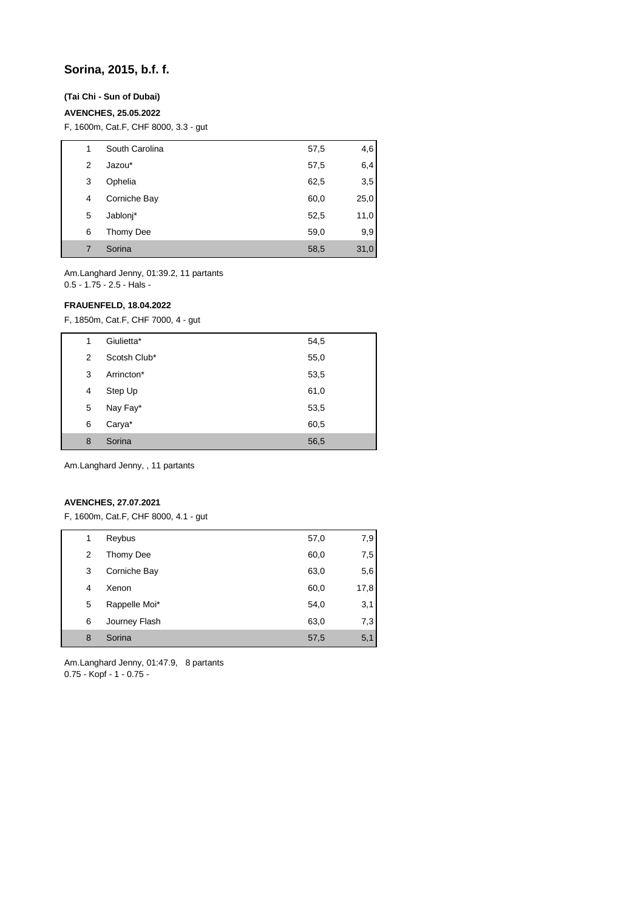## Sorina, 2015, b.f. f.

**(Tai Chi - Sun of Dubai)**

**AVENCHES, 25.05.2022**

F, 1600m, Cat.F, CHF 8000, 3.3 - gut

| | | | |
|---|---|---|---|
| 1 | South Carolina | 57,5 | 4,6 |
| 2 | Jazou* | 57,5 | 6,4 |
| 3 | Ophelia | 62,5 | 3,5 |
| 4 | Corniche Bay | 60,0 | 25,0 |
| 5 | Jablonj* | 52,5 | 11,0 |
| 6 | Thomy Dee | 59,0 | 9,9 |
| 7 | Sorina | 58,5 | 31,0 |

Am.Langhard Jenny, 01:39.2, 11 partants
0.5 - 1.75 - 2.5 - Hals -

**FRAUENFELD, 18.04.2022**

F, 1850m, Cat.F, CHF 7000, 4 - gut

| | | |
|---|---|---|
| 1 | Giulietta* | 54,5 |
| 2 | Scotsh Club* | 55,0 |
| 3 | Arrincton* | 53,5 |
| 4 | Step Up | 61,0 |
| 5 | Nay Fay* | 53,5 |
| 6 | Carya* | 60,5 |
| 8 | Sorina | 56,5 |

Am.Langhard Jenny, , 11 partants

**AVENCHES, 27.07.2021**

F, 1600m, Cat.F, CHF 8000, 4.1 - gut

| | | | |
|---|---|---|---|
| 1 | Reybus | 57,0 | 7,9 |
| 2 | Thomy Dee | 60,0 | 7,5 |
| 3 | Corniche Bay | 63,0 | 5,6 |
| 4 | Xenon | 60,0 | 17,8 |
| 5 | Rappelle Moi* | 54,0 | 3,1 |
| 6 | Journey Flash | 63,0 | 7,3 |
| 8 | Sorina | 57,5 | 5,1 |

Am.Langhard Jenny, 01:47.9, 8 partants
0.75 - Kopf - 1 - 0.75 -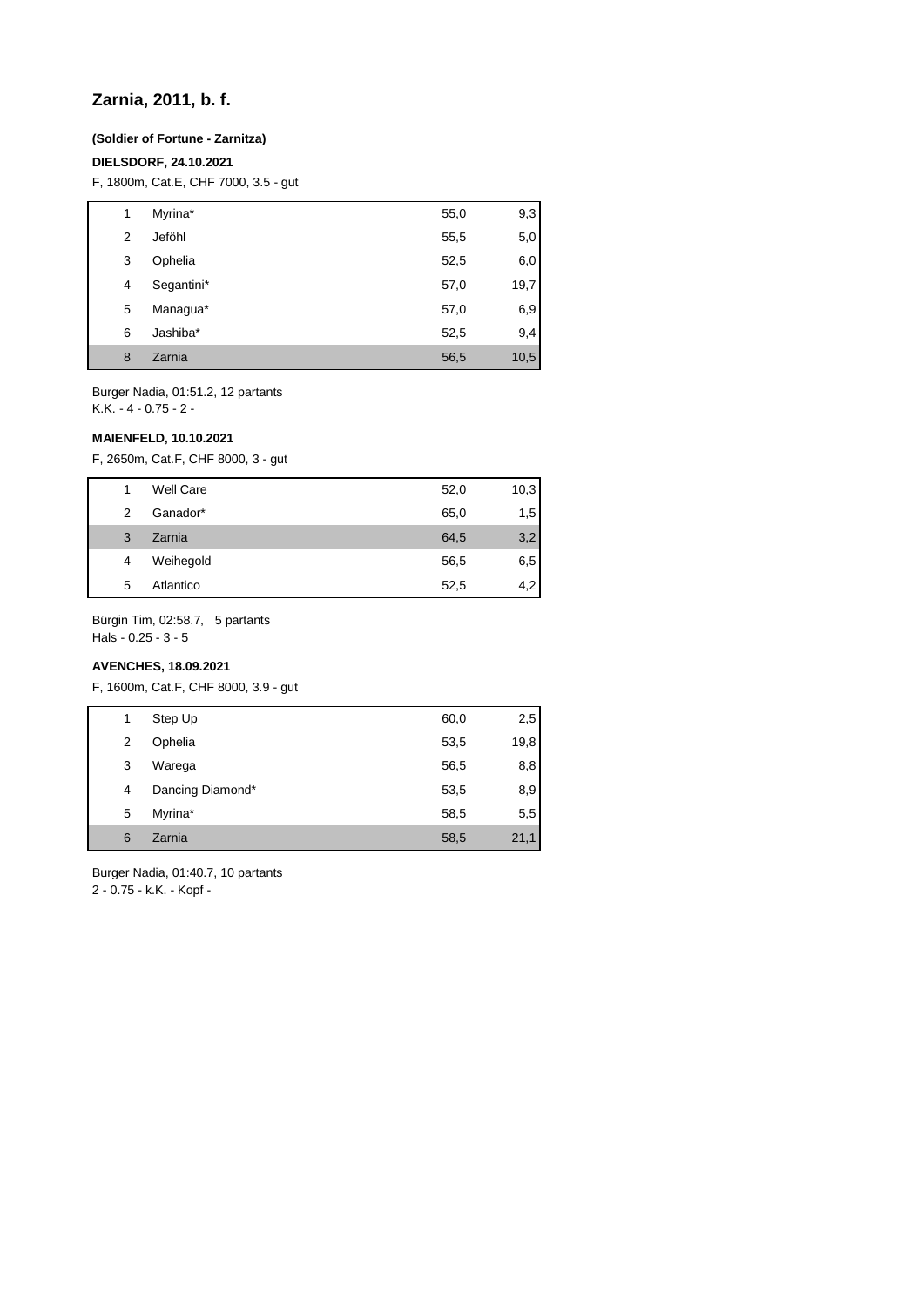## Zarnia, 2011, b. f.

**(Soldier of Fortune - Zarnitza)**

**DIELSDORF, 24.10.2021**

F, 1800m, Cat.E, CHF 7000, 3.5 - gut

| | | | |
|---|---|---|---|
| 1 | Myrina* | 55,0 | 9,3 |
| 2 | Jeföhl | 55,5 | 5,0 |
| 3 | Ophelia | 52,5 | 6,0 |
| 4 | Segantini* | 57,0 | 19,7 |
| 5 | Managua* | 57,0 | 6,9 |
| 6 | Jashiba* | 52,5 | 9,4 |
| 8 | Zarnia | 56,5 | 10,5 |

Burger Nadia, 01:51.2, 12 partants
K.K. - 4 - 0.75 - 2 -

**MAIENFELD, 10.10.2021**

F, 2650m, Cat.F, CHF 8000, 3 - gut

| | | | |
|---|---|---|---|
| 1 | Well Care | 52,0 | 10,3 |
| 2 | Ganador* | 65,0 | 1,5 |
| 3 | Zarnia | 64,5 | 3,2 |
| 4 | Weihegold | 56,5 | 6,5 |
| 5 | Atlantico | 52,5 | 4,2 |

Bürgin Tim, 02:58.7, 5 partants
Hals - 0.25 - 3 - 5

**AVENCHES, 18.09.2021**

F, 1600m, Cat.F, CHF 8000, 3.9 - gut

| | | | |
|---|---|---|---|
| 1 | Step Up | 60,0 | 2,5 |
| 2 | Ophelia | 53,5 | 19,8 |
| 3 | Warega | 56,5 | 8,8 |
| 4 | Dancing Diamond* | 53,5 | 8,9 |
| 5 | Myrina* | 58,5 | 5,5 |
| 6 | Zarnia | 58,5 | 21,1 |

Burger Nadia, 01:40.7, 10 partants
2 - 0.75 - k.K. - Kopf -